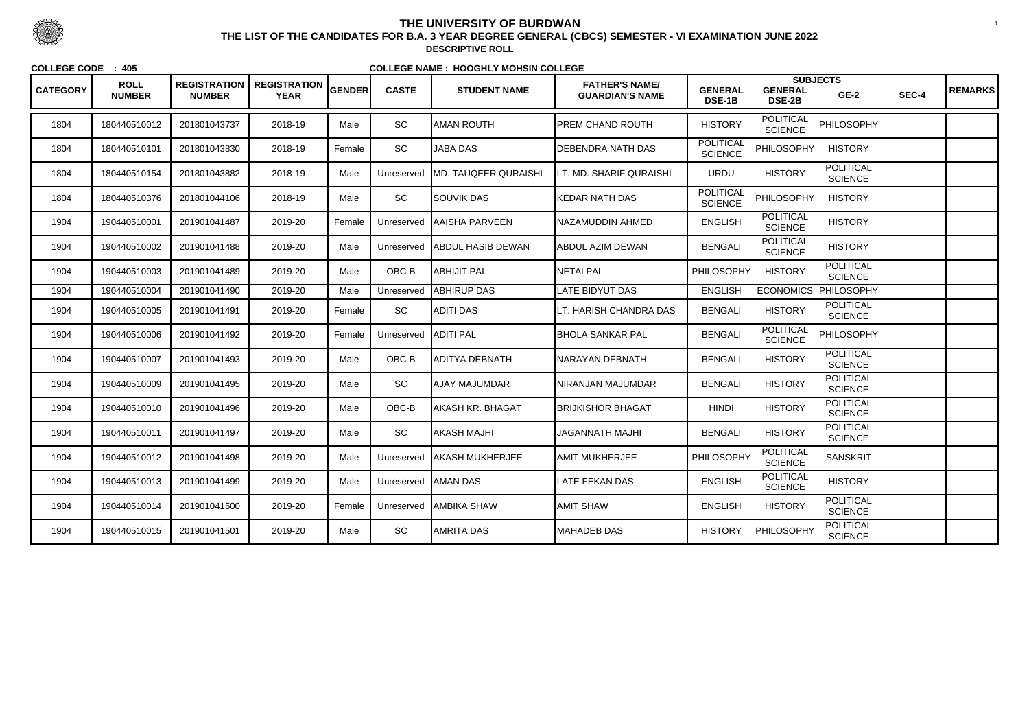# THE UNIVERSITY OF BURDWAN

## THE LIST OF THE CANDIDATES FOR B.A. 3 YEAR DEGREE GENERAL (CBCS) SEMESTER - VI EXAMINATION JUNE 2022

**DESCRIPTIVE ROLL**

**COLLEGE CODE : 405** | **COLLEGE NAME : HOOGHLY MOHSIN COLLEGE**

| CATEGORY | ROLL NUMBER | REGISTRATION NUMBER | REGISTRATION YEAR | GENDER | CASTE | STUDENT NAME | FATHER'S NAME/ GUARDIAN'S NAME | SUBJECTS | | | | REMARKS |
|---|---|---|---|---|---|---|---|---|---|---|---|---|
| | | | | | | | | GENERAL DSE-1B | GENERAL DSE-2B | GE-2 | SEC-4 | |
| 1804 | 180440510012 | 201801043737 | 2018-19 | Male | SC | AMAN ROUTH | PREM CHAND ROUTH | HISTORY | POLITICAL SCIENCE | PHILOSOPHY | | |
| 1804 | 180440510101 | 201801043830 | 2018-19 | Female | SC | JABA DAS | DEBENDRA NATH DAS | POLITICAL SCIENCE | PHILOSOPHY | HISTORY | | |
| 1804 | 180440510154 | 201801043882 | 2018-19 | Male | Unreserved | MD. TAUQEER QURAISHI | LT. MD. SHARIF QURAISHI | URDU | HISTORY | POLITICAL SCIENCE | | |
| 1804 | 180440510376 | 201801044106 | 2018-19 | Male | SC | SOUVIK DAS | KEDAR NATH DAS | POLITICAL SCIENCE | PHILOSOPHY | HISTORY | | |
| 1904 | 190440510001 | 201901041487 | 2019-20 | Female | Unreserved | AAISHA PARVEEN | NAZAMUDDIN AHMED | ENGLISH | POLITICAL SCIENCE | HISTORY | | |
| 1904 | 190440510002 | 201901041488 | 2019-20 | Male | Unreserved | ABDUL HASIB DEWAN | ABDUL AZIM DEWAN | BENGALI | POLITICAL SCIENCE | HISTORY | | |
| 1904 | 190440510003 | 201901041489 | 2019-20 | Male | OBC-B | ABHIJIT PAL | NETAI PAL | PHILOSOPHY | HISTORY | POLITICAL SCIENCE | | |
| 1904 | 190440510004 | 201901041490 | 2019-20 | Male | Unreserved | ABHIRUP DAS | LATE BIDYUT DAS | ENGLISH | ECONOMICS | PHILOSOPHY | | |
| 1904 | 190440510005 | 201901041491 | 2019-20 | Female | SC | ADITI DAS | LT. HARISH CHANDRA DAS | BENGALI | HISTORY | POLITICAL SCIENCE | | |
| 1904 | 190440510006 | 201901041492 | 2019-20 | Female | Unreserved | ADITI PAL | BHOLA SANKAR PAL | BENGALI | POLITICAL SCIENCE | PHILOSOPHY | | |
| 1904 | 190440510007 | 201901041493 | 2019-20 | Male | OBC-B | ADITYA DEBNATH | NARAYAN DEBNATH | BENGALI | HISTORY | POLITICAL SCIENCE | | |
| 1904 | 190440510009 | 201901041495 | 2019-20 | Male | SC | AJAY MAJUMDAR | NIRANJAN MAJUMDAR | BENGALI | HISTORY | POLITICAL SCIENCE | | |
| 1904 | 190440510010 | 201901041496 | 2019-20 | Male | OBC-B | AKASH KR. BHAGAT | BRIJKISHOR BHAGAT | HINDI | HISTORY | POLITICAL SCIENCE | | |
| 1904 | 190440510011 | 201901041497 | 2019-20 | Male | SC | AKASH MAJHI | JAGANNATH MAJHI | BENGALI | HISTORY | POLITICAL SCIENCE | | |
| 1904 | 190440510012 | 201901041498 | 2019-20 | Male | Unreserved | AKASH MUKHERJEE | AMIT MUKHERJEE | PHILOSOPHY | POLITICAL SCIENCE | SANSKRIT | | |
| 1904 | 190440510013 | 201901041499 | 2019-20 | Male | Unreserved | AMAN DAS | LATE FEKAN DAS | ENGLISH | POLITICAL SCIENCE | HISTORY | | |
| 1904 | 190440510014 | 201901041500 | 2019-20 | Female | Unreserved | AMBIKA SHAW | AMIT SHAW | ENGLISH | HISTORY | POLITICAL SCIENCE | | |
| 1904 | 190440510015 | 201901041501 | 2019-20 | Male | SC | AMRITA DAS | MAHADEB DAS | HISTORY | PHILOSOPHY | POLITICAL SCIENCE | | |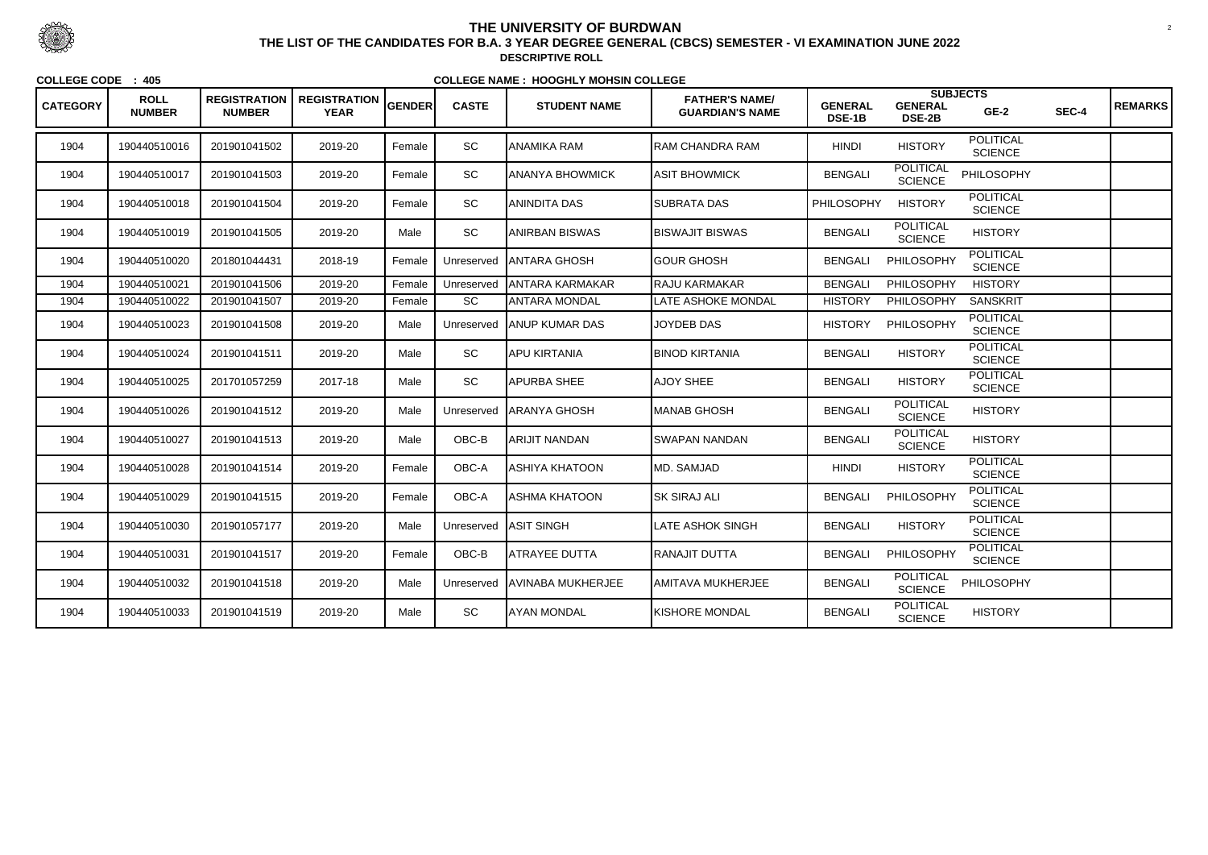# THE UNIVERSITY OF BURDWAN

**THE LIST OF THE CANDIDATES FOR B.A. 3 YEAR DEGREE GENERAL (CBCS) SEMESTER - VI EXAMINATION JUNE 2022**

**DESCRIPTIVE ROLL**

**COLLEGE CODE : 405** **COLLEGE NAME : HOOGHLY MOHSIN COLLEGE**

| CATEGORY | ROLL NUMBER | REGISTRATION NUMBER | REGISTRATION YEAR | GENDER | CASTE | STUDENT NAME | FATHER'S NAME/ GUARDIAN'S NAME | SUBJECTS | | | | REMARKS |
|---|---|---|---|---|---|---|---|---|---|---|---|---|
| | | | | | | | | GENERAL DSE-1B | GENERAL DSE-2B | GE-2 | SEC-4 | |
| 1904 | 190440510016 | 201901041502 | 2019-20 | Female | SC | ANAMIKA RAM | RAM CHANDRA RAM | HINDI | HISTORY | POLITICAL SCIENCE | | |
| 1904 | 190440510017 | 201901041503 | 2019-20 | Female | SC | ANANYA BHOWMICK | ASIT BHOWMICK | BENGALI | POLITICAL SCIENCE | PHILOSOPHY | | |
| 1904 | 190440510018 | 201901041504 | 2019-20 | Female | SC | ANINDITA DAS | SUBRATA DAS | PHILOSOPHY | HISTORY | POLITICAL SCIENCE | | |
| 1904 | 190440510019 | 201901041505 | 2019-20 | Male | SC | ANIRBAN BISWAS | BISWAJIT BISWAS | BENGALI | POLITICAL SCIENCE | HISTORY | | |
| 1904 | 190440510020 | 201801044431 | 2018-19 | Female | Unreserved | ANTARA GHOSH | GOUR GHOSH | BENGALI | PHILOSOPHY | POLITICAL SCIENCE | | |
| 1904 | 190440510021 | 201901041506 | 2019-20 | Female | Unreserved | ANTARA KARMAKAR | RAJU KARMAKAR | BENGALI | PHILOSOPHY | HISTORY | | |
| 1904 | 190440510022 | 201901041507 | 2019-20 | Female | SC | ANTARA MONDAL | LATE ASHOKE MONDAL | HISTORY | PHILOSOPHY | SANSKRIT | | |
| 1904 | 190440510023 | 201901041508 | 2019-20 | Male | Unreserved | ANUP KUMAR DAS | JOYDEB DAS | HISTORY | PHILOSOPHY | POLITICAL SCIENCE | | |
| 1904 | 190440510024 | 201901041511 | 2019-20 | Male | SC | APU KIRTANIA | BINOD KIRTANIA | BENGALI | HISTORY | POLITICAL SCIENCE | | |
| 1904 | 190440510025 | 201701057259 | 2017-18 | Male | SC | APURBA SHEE | AJOY SHEE | BENGALI | HISTORY | POLITICAL SCIENCE | | |
| 1904 | 190440510026 | 201901041512 | 2019-20 | Male | Unreserved | ARANYA GHOSH | MANAB GHOSH | BENGALI | POLITICAL SCIENCE | HISTORY | | |
| 1904 | 190440510027 | 201901041513 | 2019-20 | Male | OBC-B | ARIJIT NANDAN | SWAPAN NANDAN | BENGALI | POLITICAL SCIENCE | HISTORY | | |
| 1904 | 190440510028 | 201901041514 | 2019-20 | Female | OBC-A | ASHIYA KHATOON | MD. SAMJAD | HINDI | HISTORY | POLITICAL SCIENCE | | |
| 1904 | 190440510029 | 201901041515 | 2019-20 | Female | OBC-A | ASHMA KHATOON | SK SIRAJ ALI | BENGALI | PHILOSOPHY | POLITICAL SCIENCE | | |
| 1904 | 190440510030 | 201901057177 | 2019-20 | Male | Unreserved | ASIT SINGH | LATE ASHOK SINGH | BENGALI | HISTORY | POLITICAL SCIENCE | | |
| 1904 | 190440510031 | 201901041517 | 2019-20 | Female | OBC-B | ATRAYEE DUTTA | RANAJIT DUTTA | BENGALI | PHILOSOPHY | POLITICAL SCIENCE | | |
| 1904 | 190440510032 | 201901041518 | 2019-20 | Male | Unreserved | AVINABA MUKHERJEE | AMITAVA MUKHERJEE | BENGALI | POLITICAL SCIENCE | PHILOSOPHY | | |
| 1904 | 190440510033 | 201901041519 | 2019-20 | Male | SC | AYAN MONDAL | KISHORE MONDAL | BENGALI | POLITICAL SCIENCE | HISTORY | | |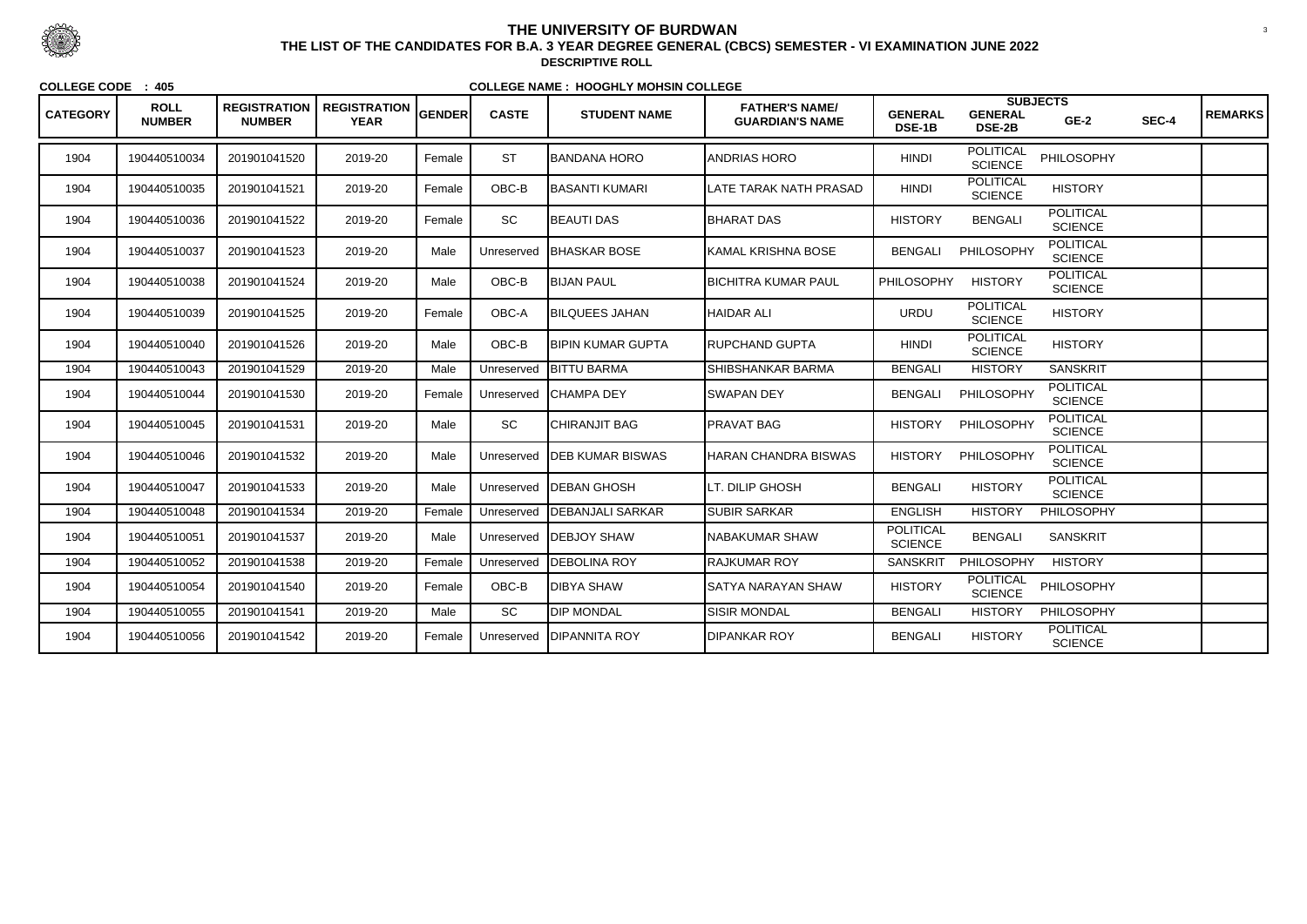# THE UNIVERSITY OF BURDWAN

**THE LIST OF THE CANDIDATES FOR B.A. 3 YEAR DEGREE GENERAL (CBCS) SEMESTER - VI EXAMINATION JUNE 2022**

**DESCRIPTIVE ROLL**

**COLLEGE CODE : 405** **COLLEGE NAME : HOOGHLY MOHSIN COLLEGE**

| CATEGORY | ROLL NUMBER | REGISTRATION NUMBER | REGISTRATION YEAR | GENDER | CASTE | STUDENT NAME | FATHER'S NAME/ GUARDIAN'S NAME | SUBJECTS | | | | REMARKS |
|---|---|---|---|---|---|---|---|---|---|---|---|---|
| | | | | | | | | GENERAL DSE-1B | GENERAL DSE-2B | GE-2 | SEC-4 | |
| 1904 | 190440510034 | 201901041520 | 2019-20 | Female | ST | BANDANA HORO | ANDRIAS HORO | HINDI | POLITICAL SCIENCE | PHILOSOPHY | | |
| 1904 | 190440510035 | 201901041521 | 2019-20 | Female | OBC-B | BASANTI KUMARI | LATE TARAK NATH PRASAD | HINDI | POLITICAL SCIENCE | HISTORY | | |
| 1904 | 190440510036 | 201901041522 | 2019-20 | Female | SC | BEAUTI DAS | BHARAT DAS | HISTORY | BENGALI | POLITICAL SCIENCE | | |
| 1904 | 190440510037 | 201901041523 | 2019-20 | Male | Unreserved | BHASKAR BOSE | KAMAL KRISHNA BOSE | BENGALI | PHILOSOPHY | POLITICAL SCIENCE | | |
| 1904 | 190440510038 | 201901041524 | 2019-20 | Male | OBC-B | BIJAN PAUL | BICHITRA KUMAR PAUL | PHILOSOPHY | HISTORY | POLITICAL SCIENCE | | |
| 1904 | 190440510039 | 201901041525 | 2019-20 | Female | OBC-A | BILQUEES JAHAN | HAIDAR ALI | URDU | POLITICAL SCIENCE | HISTORY | | |
| 1904 | 190440510040 | 201901041526 | 2019-20 | Male | OBC-B | BIPIN KUMAR GUPTA | RUPCHAND GUPTA | HINDI | POLITICAL SCIENCE | HISTORY | | |
| 1904 | 190440510043 | 201901041529 | 2019-20 | Male | Unreserved | BITTU BARMA | SHIBSHANKAR BARMA | BENGALI | HISTORY | SANSKRIT | | |
| 1904 | 190440510044 | 201901041530 | 2019-20 | Female | Unreserved | CHAMPA DEY | SWAPAN DEY | BENGALI | PHILOSOPHY | POLITICAL SCIENCE | | |
| 1904 | 190440510045 | 201901041531 | 2019-20 | Male | SC | CHIRANJIT BAG | PRAVAT BAG | HISTORY | PHILOSOPHY | POLITICAL SCIENCE | | |
| 1904 | 190440510046 | 201901041532 | 2019-20 | Male | Unreserved | DEB KUMAR BISWAS | HARAN CHANDRA BISWAS | HISTORY | PHILOSOPHY | POLITICAL SCIENCE | | |
| 1904 | 190440510047 | 201901041533 | 2019-20 | Male | Unreserved | DEBAN GHOSH | LT. DILIP GHOSH | BENGALI | HISTORY | POLITICAL SCIENCE | | |
| 1904 | 190440510048 | 201901041534 | 2019-20 | Female | Unreserved | DEBANJALI SARKAR | SUBIR SARKAR | ENGLISH | HISTORY | PHILOSOPHY | | |
| 1904 | 190440510051 | 201901041537 | 2019-20 | Male | Unreserved | DEBJOY SHAW | NABAKUMAR SHAW | POLITICAL SCIENCE | BENGALI | SANSKRIT | | |
| 1904 | 190440510052 | 201901041538 | 2019-20 | Female | Unreserved | DEBOLINA ROY | RAJKUMAR ROY | SANSKRIT | PHILOSOPHY | HISTORY | | |
| 1904 | 190440510054 | 201901041540 | 2019-20 | Female | OBC-B | DIBYA SHAW | SATYA NARAYAN SHAW | HISTORY | POLITICAL SCIENCE | PHILOSOPHY | | |
| 1904 | 190440510055 | 201901041541 | 2019-20 | Male | SC | DIP MONDAL | SISIR MONDAL | BENGALI | HISTORY | PHILOSOPHY | | |
| 1904 | 190440510056 | 201901041542 | 2019-20 | Female | Unreserved | DIPANNITA ROY | DIPANKAR ROY | BENGALI | HISTORY | POLITICAL SCIENCE | | |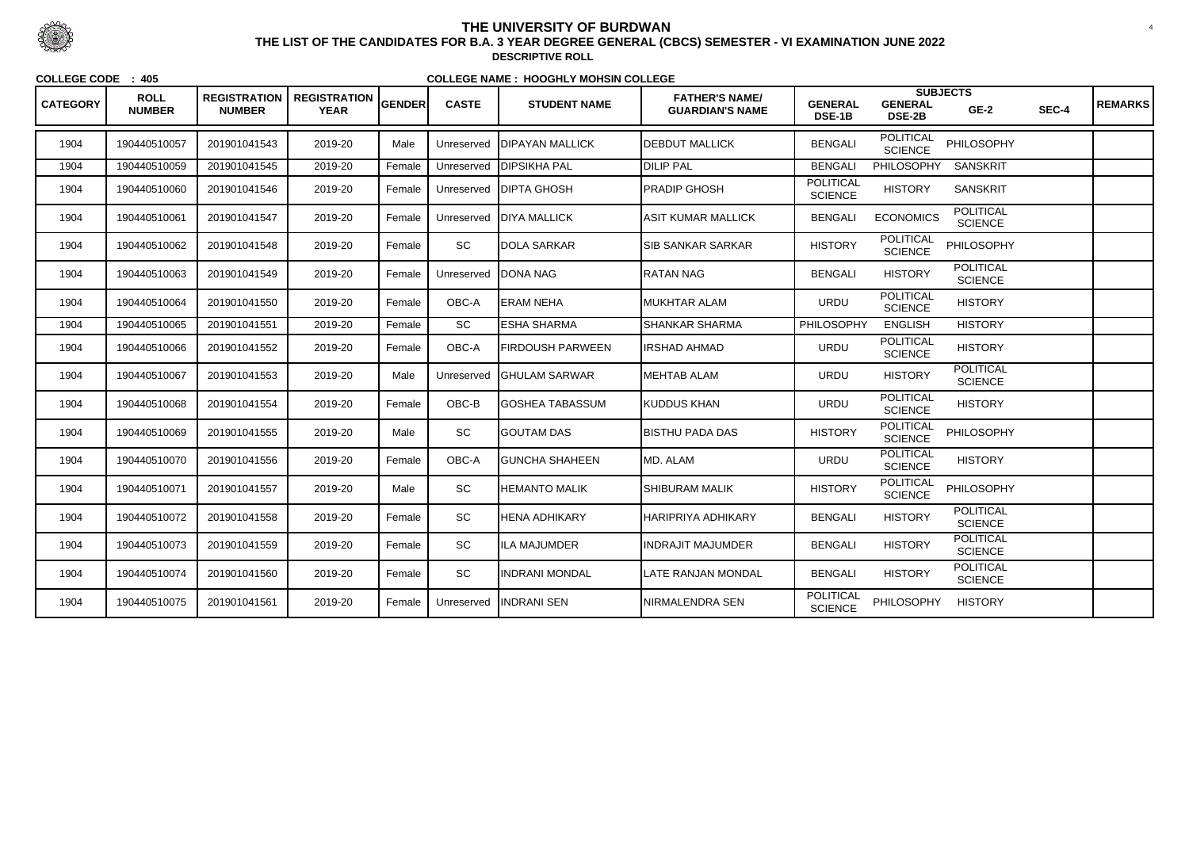# THE UNIVERSITY OF BURDWAN

**THE LIST OF THE CANDIDATES FOR B.A. 3 YEAR DEGREE GENERAL (CBCS) SEMESTER - VI EXAMINATION JUNE 2022**

**DESCRIPTIVE ROLL**

**COLLEGE CODE : 405** **COLLEGE NAME : HOOGHLY MOHSIN COLLEGE**

| CATEGORY | ROLL NUMBER | REGISTRATION NUMBER | REGISTRATION YEAR | GENDER | CASTE | STUDENT NAME | FATHER'S NAME/ GUARDIAN'S NAME | SUBJECTS | | | | REMARKS |
|---|---|---|---|---|---|---|---|---|---|---|---|---|
| | | | | | | | | GENERAL DSE-1B | GENERAL DSE-2B | GE-2 | SEC-4 | |
| 1904 | 190440510057 | 201901041543 | 2019-20 | Male | Unreserved | DIPAYAN MALLICK | DEBDUT MALLICK | BENGALI | POLITICAL SCIENCE | PHILOSOPHY | | |
| 1904 | 190440510059 | 201901041545 | 2019-20 | Female | Unreserved | DIPSIKHA PAL | DILIP PAL | BENGALI | PHILOSOPHY | SANSKRIT | | |
| 1904 | 190440510060 | 201901041546 | 2019-20 | Female | Unreserved | DIPTA GHOSH | PRADIP GHOSH | POLITICAL SCIENCE | HISTORY | SANSKRIT | | |
| 1904 | 190440510061 | 201901041547 | 2019-20 | Female | Unreserved | DIYA MALLICK | ASIT KUMAR MALLICK | BENGALI | ECONOMICS | POLITICAL SCIENCE | | |
| 1904 | 190440510062 | 201901041548 | 2019-20 | Female | SC | DOLA SARKAR | SIB SANKAR SARKAR | HISTORY | POLITICAL SCIENCE | PHILOSOPHY | | |
| 1904 | 190440510063 | 201901041549 | 2019-20 | Female | Unreserved | DONA NAG | RATAN NAG | BENGALI | HISTORY | POLITICAL SCIENCE | | |
| 1904 | 190440510064 | 201901041550 | 2019-20 | Female | OBC-A | ERAM NEHA | MUKHTAR ALAM | URDU | POLITICAL SCIENCE | HISTORY | | |
| 1904 | 190440510065 | 201901041551 | 2019-20 | Female | SC | ESHA SHARMA | SHANKAR SHARMA | PHILOSOPHY | ENGLISH | HISTORY | | |
| 1904 | 190440510066 | 201901041552 | 2019-20 | Female | OBC-A | FIRDOUSH PARWEEN | IRSHAD AHMAD | URDU | POLITICAL SCIENCE | HISTORY | | |
| 1904 | 190440510067 | 201901041553 | 2019-20 | Male | Unreserved | GHULAM SARWAR | MEHTAB ALAM | URDU | HISTORY | POLITICAL SCIENCE | | |
| 1904 | 190440510068 | 201901041554 | 2019-20 | Female | OBC-B | GOSHEA TABASSUM | KUDDUS KHAN | URDU | POLITICAL SCIENCE | HISTORY | | |
| 1904 | 190440510069 | 201901041555 | 2019-20 | Male | SC | GOUTAM DAS | BISTHU PADA DAS | HISTORY | POLITICAL SCIENCE | PHILOSOPHY | | |
| 1904 | 190440510070 | 201901041556 | 2019-20 | Female | OBC-A | GUNCHA SHAHEEN | MD. ALAM | URDU | POLITICAL SCIENCE | HISTORY | | |
| 1904 | 190440510071 | 201901041557 | 2019-20 | Male | SC | HEMANTO MALIK | SHIBURAM MALIK | HISTORY | POLITICAL SCIENCE | PHILOSOPHY | | |
| 1904 | 190440510072 | 201901041558 | 2019-20 | Female | SC | HENA ADHIKARY | HARIPRIYA ADHIKARY | BENGALI | HISTORY | POLITICAL SCIENCE | | |
| 1904 | 190440510073 | 201901041559 | 2019-20 | Female | SC | ILA MAJUMDER | INDRAJIT MAJUMDER | BENGALI | HISTORY | POLITICAL SCIENCE | | |
| 1904 | 190440510074 | 201901041560 | 2019-20 | Female | SC | INDRANI MONDAL | LATE RANJAN MONDAL | BENGALI | HISTORY | POLITICAL SCIENCE | | |
| 1904 | 190440510075 | 201901041561 | 2019-20 | Female | Unreserved | INDRANI SEN | NIRMALENDRA SEN | POLITICAL SCIENCE | PHILOSOPHY | HISTORY | | |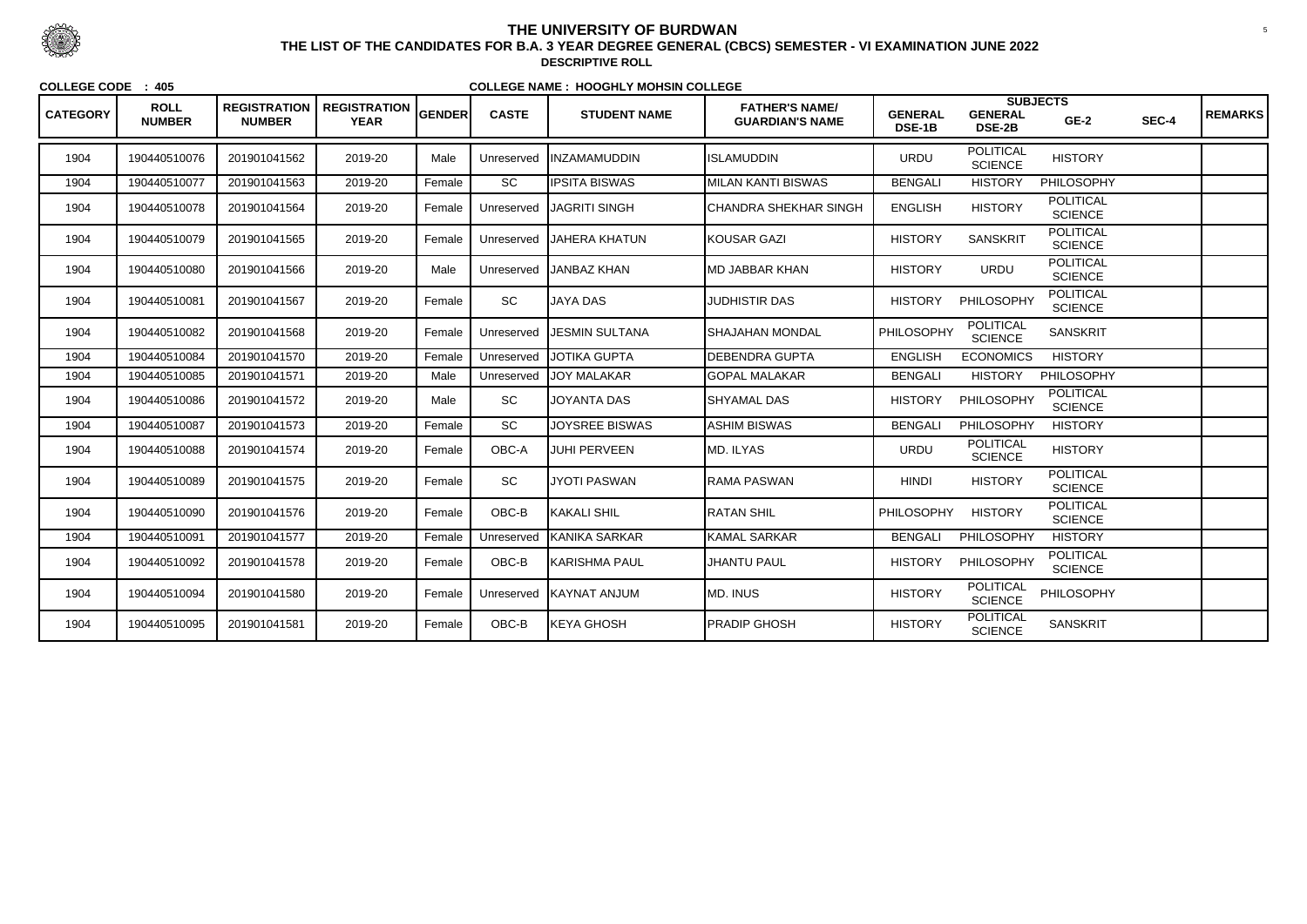# THE UNIVERSITY OF BURDWAN

**THE LIST OF THE CANDIDATES FOR B.A. 3 YEAR DEGREE GENERAL (CBCS) SEMESTER - VI EXAMINATION JUNE 2022**

**DESCRIPTIVE ROLL**

**COLLEGE CODE : 405** **COLLEGE NAME : HOOGHLY MOHSIN COLLEGE**

| CATEGORY | ROLL NUMBER | REGISTRATION NUMBER | REGISTRATION YEAR | GENDER | CASTE | STUDENT NAME | FATHER'S NAME/ GUARDIAN'S NAME | SUBJECTS | | | | REMARKS |
|---|---|---|---|---|---|---|---|---|---|---|---|---|
| | | | | | | | | GENERAL DSE-1B | GENERAL DSE-2B | GE-2 | SEC-4 | |
| 1904 | 190440510076 | 201901041562 | 2019-20 | Male | Unreserved | INZAMAMUDDIN | ISLAMUDDIN | URDU | POLITICAL SCIENCE | HISTORY | | |
| 1904 | 190440510077 | 201901041563 | 2019-20 | Female | SC | IPSITA BISWAS | MILAN KANTI BISWAS | BENGALI | HISTORY | PHILOSOPHY | | |
| 1904 | 190440510078 | 201901041564 | 2019-20 | Female | Unreserved | JAGRITI SINGH | CHANDRA SHEKHAR SINGH | ENGLISH | HISTORY | POLITICAL SCIENCE | | |
| 1904 | 190440510079 | 201901041565 | 2019-20 | Female | Unreserved | JAHERA KHATUN | KOUSAR GAZI | HISTORY | SANSKRIT | POLITICAL SCIENCE | | |
| 1904 | 190440510080 | 201901041566 | 2019-20 | Male | Unreserved | JANBAZ KHAN | MD JABBAR KHAN | HISTORY | URDU | POLITICAL SCIENCE | | |
| 1904 | 190440510081 | 201901041567 | 2019-20 | Female | SC | JAYA DAS | JUDHISTIR DAS | HISTORY | PHILOSOPHY | POLITICAL SCIENCE | | |
| 1904 | 190440510082 | 201901041568 | 2019-20 | Female | Unreserved | JESMIN SULTANA | SHAJAHAN MONDAL | PHILOSOPHY | POLITICAL SCIENCE | SANSKRIT | | |
| 1904 | 190440510084 | 201901041570 | 2019-20 | Female | Unreserved | JOTIKA GUPTA | DEBENDRA GUPTA | ENGLISH | ECONOMICS | HISTORY | | |
| 1904 | 190440510085 | 201901041571 | 2019-20 | Male | Unreserved | JOY MALAKAR | GOPAL MALAKAR | BENGALI | HISTORY | PHILOSOPHY | | |
| 1904 | 190440510086 | 201901041572 | 2019-20 | Male | SC | JOYANTA DAS | SHYAMAL DAS | HISTORY | PHILOSOPHY | POLITICAL SCIENCE | | |
| 1904 | 190440510087 | 201901041573 | 2019-20 | Female | SC | JOYSREE BISWAS | ASHIM BISWAS | BENGALI | PHILOSOPHY | HISTORY | | |
| 1904 | 190440510088 | 201901041574 | 2019-20 | Female | OBC-A | JUHI PERVEEN | MD. ILYAS | URDU | POLITICAL SCIENCE | HISTORY | | |
| 1904 | 190440510089 | 201901041575 | 2019-20 | Female | SC | JYOTI PASWAN | RAMA PASWAN | HINDI | HISTORY | POLITICAL SCIENCE | | |
| 1904 | 190440510090 | 201901041576 | 2019-20 | Female | OBC-B | KAKALI SHIL | RATAN SHIL | PHILOSOPHY | HISTORY | POLITICAL SCIENCE | | |
| 1904 | 190440510091 | 201901041577 | 2019-20 | Female | Unreserved | KANIKA SARKAR | KAMAL SARKAR | BENGALI | PHILOSOPHY | HISTORY | | |
| 1904 | 190440510092 | 201901041578 | 2019-20 | Female | OBC-B | KARISHMA PAUL | JHANTU PAUL | HISTORY | PHILOSOPHY | POLITICAL SCIENCE | | |
| 1904 | 190440510094 | 201901041580 | 2019-20 | Female | Unreserved | KAYNAT ANJUM | MD. INUS | HISTORY | POLITICAL SCIENCE | PHILOSOPHY | | |
| 1904 | 190440510095 | 201901041581 | 2019-20 | Female | OBC-B | KEYA GHOSH | PRADIP GHOSH | HISTORY | POLITICAL SCIENCE | SANSKRIT | | |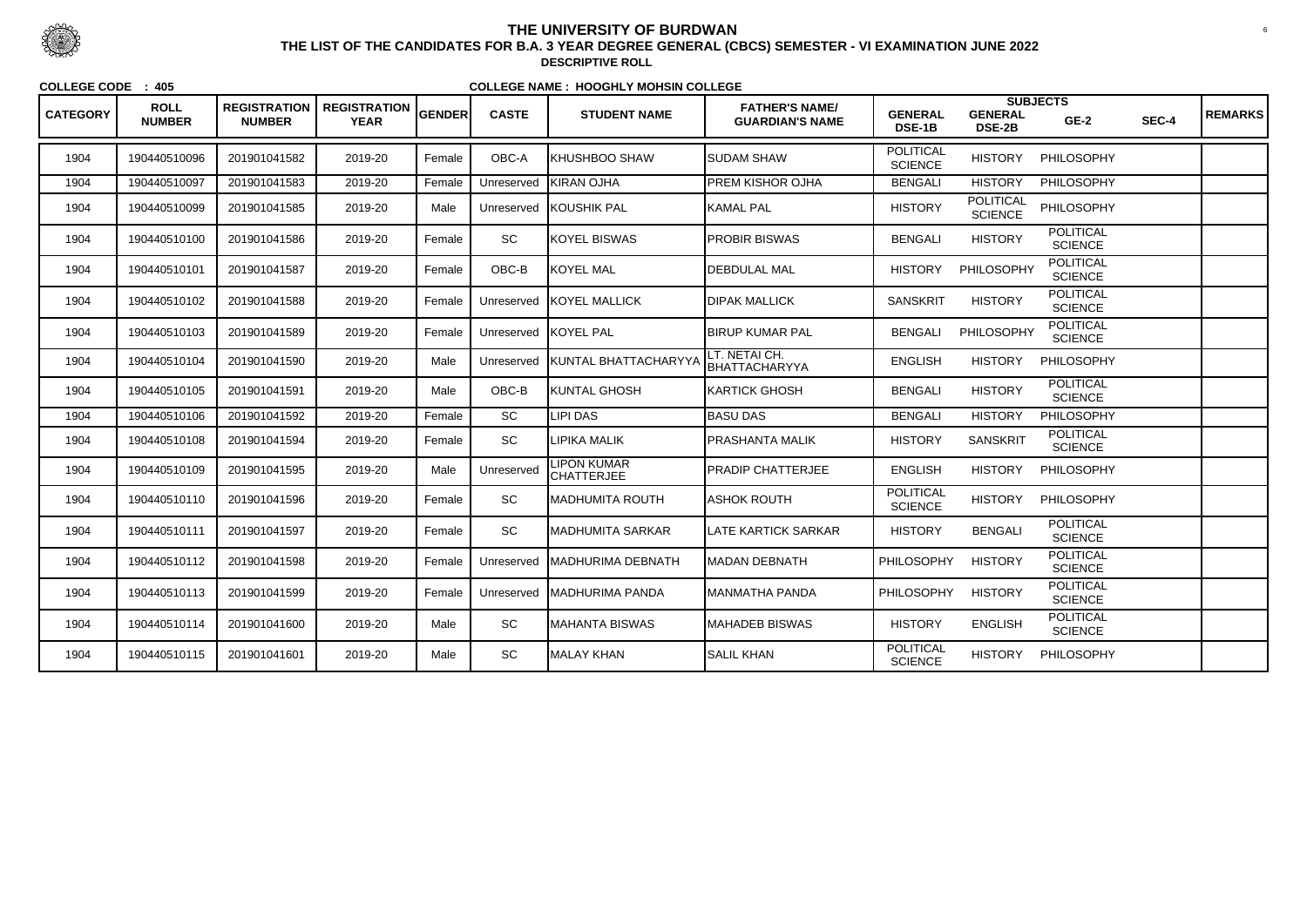# THE UNIVERSITY OF BURDWAN

## THE LIST OF THE CANDIDATES FOR B.A. 3 YEAR DEGREE GENERAL (CBCS) SEMESTER - VI EXAMINATION JUNE 2022

### DESCRIPTIVE ROLL

**COLLEGE CODE : 405** **COLLEGE NAME : HOOGHLY MOHSIN COLLEGE**

| CATEGORY | ROLL NUMBER | REGISTRATION NUMBER | REGISTRATION YEAR | GENDER | CASTE | STUDENT NAME | FATHER'S NAME/ GUARDIAN'S NAME | SUBJECTS | | | | REMARKS |
|---|---|---|---|---|---|---|---|---|---|---|---|---|
| | | | | | | | | GENERAL DSE-1B | GENERAL DSE-2B | GE-2 | SEC-4 | |
| 1904 | 190440510096 | 201901041582 | 2019-20 | Female | OBC-A | KHUSHBOO SHAW | SUDAM SHAW | POLITICAL SCIENCE | HISTORY | PHILOSOPHY | | |
| 1904 | 190440510097 | 201901041583 | 2019-20 | Female | Unreserved | KIRAN OJHA | PREM KISHOR OJHA | BENGALI | HISTORY | PHILOSOPHY | | |
| 1904 | 190440510099 | 201901041585 | 2019-20 | Male | Unreserved | KOUSHIK PAL | KAMAL PAL | HISTORY | POLITICAL SCIENCE | PHILOSOPHY | | |
| 1904 | 190440510100 | 201901041586 | 2019-20 | Female | SC | KOYEL BISWAS | PROBIR BISWAS | BENGALI | HISTORY | POLITICAL SCIENCE | | |
| 1904 | 190440510101 | 201901041587 | 2019-20 | Female | OBC-B | KOYEL MAL | DEBDULAL MAL | HISTORY | PHILOSOPHY | POLITICAL SCIENCE | | |
| 1904 | 190440510102 | 201901041588 | 2019-20 | Female | Unreserved | KOYEL MALLICK | DIPAK MALLICK | SANSKRIT | HISTORY | POLITICAL SCIENCE | | |
| 1904 | 190440510103 | 201901041589 | 2019-20 | Female | Unreserved | KOYEL PAL | BIRUP KUMAR PAL | BENGALI | PHILOSOPHY | POLITICAL SCIENCE | | |
| 1904 | 190440510104 | 201901041590 | 2019-20 | Male | Unreserved | KUNTAL BHATTACHARYYA | LT. NETAI CH. BHATTACHARYYA | ENGLISH | HISTORY | PHILOSOPHY | | |
| 1904 | 190440510105 | 201901041591 | 2019-20 | Male | OBC-B | KUNTAL GHOSH | KARTICK GHOSH | BENGALI | HISTORY | POLITICAL SCIENCE | | |
| 1904 | 190440510106 | 201901041592 | 2019-20 | Female | SC | LIPI DAS | BASU DAS | BENGALI | HISTORY | PHILOSOPHY | | |
| 1904 | 190440510108 | 201901041594 | 2019-20 | Female | SC | LIPIKA MALIK | PRASHANTA MALIK | HISTORY | SANSKRIT | POLITICAL SCIENCE | | |
| 1904 | 190440510109 | 201901041595 | 2019-20 | Male | Unreserved | LIPON KUMAR CHATTERJEE | PRADIP CHATTERJEE | ENGLISH | HISTORY | PHILOSOPHY | | |
| 1904 | 190440510110 | 201901041596 | 2019-20 | Female | SC | MADHUMITA ROUTH | ASHOK ROUTH | POLITICAL SCIENCE | HISTORY | PHILOSOPHY | | |
| 1904 | 190440510111 | 201901041597 | 2019-20 | Female | SC | MADHUMITA SARKAR | LATE KARTICK SARKAR | HISTORY | BENGALI | POLITICAL SCIENCE | | |
| 1904 | 190440510112 | 201901041598 | 2019-20 | Female | Unreserved | MADHURIMA DEBNATH | MADAN DEBNATH | PHILOSOPHY | HISTORY | POLITICAL SCIENCE | | |
| 1904 | 190440510113 | 201901041599 | 2019-20 | Female | Unreserved | MADHURIMA PANDA | MANMATHA PANDA | PHILOSOPHY | HISTORY | POLITICAL SCIENCE | | |
| 1904 | 190440510114 | 201901041600 | 2019-20 | Male | SC | MAHANTA BISWAS | MAHADEB BISWAS | HISTORY | ENGLISH | POLITICAL SCIENCE | | |
| 1904 | 190440510115 | 201901041601 | 2019-20 | Male | SC | MALAY KHAN | SALIL KHAN | POLITICAL SCIENCE | HISTORY | PHILOSOPHY | | |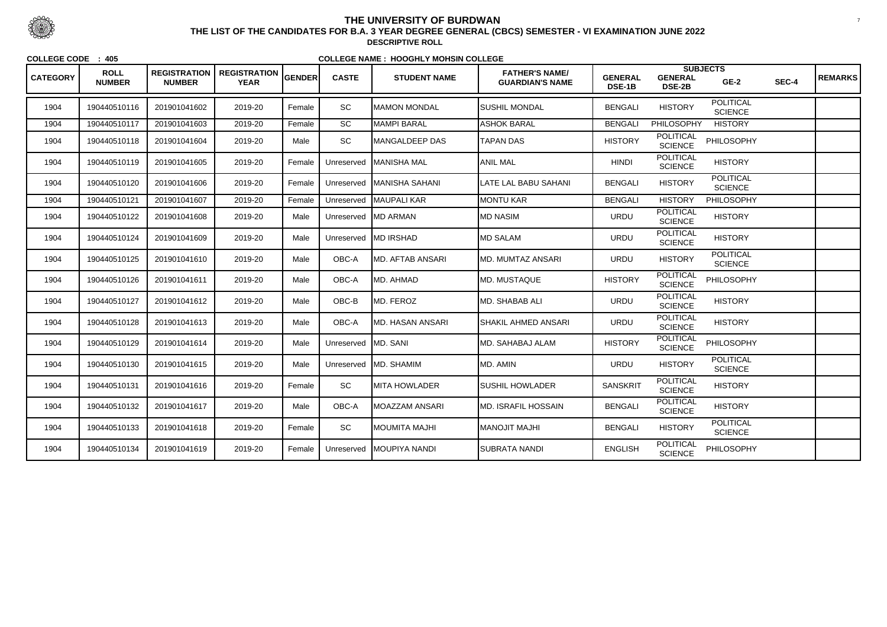# THE UNIVERSITY OF BURDWAN

## THE LIST OF THE CANDIDATES FOR B.A. 3 YEAR DEGREE GENERAL (CBCS) SEMESTER - VI EXAMINATION JUNE 2022

### DESCRIPTIVE ROLL

**COLLEGE CODE : 405** **COLLEGE NAME : HOOGHLY MOHSIN COLLEGE**

| CATEGORY | ROLL NUMBER | REGISTRATION NUMBER | REGISTRATION YEAR | GENDER | CASTE | STUDENT NAME | FATHER'S NAME/ GUARDIAN'S NAME | SUBJECTS | | | | REMARKS |
|---|---|---|---|---|---|---|---|---|---|---|---|---|
| | | | | | | | | GENERAL DSE-1B | GENERAL DSE-2B | GE-2 | SEC-4 | |
| 1904 | 190440510116 | 201901041602 | 2019-20 | Female | SC | MAMON MONDAL | SUSHIL MONDAL | BENGALI | HISTORY | POLITICAL SCIENCE | | |
| 1904 | 190440510117 | 201901041603 | 2019-20 | Female | SC | MAMPI BARAL | ASHOK BARAL | BENGALI | PHILOSOPHY | HISTORY | | |
| 1904 | 190440510118 | 201901041604 | 2019-20 | Male | SC | MANGALDEEP DAS | TAPAN DAS | HISTORY | POLITICAL SCIENCE | PHILOSOPHY | | |
| 1904 | 190440510119 | 201901041605 | 2019-20 | Female | Unreserved | MANISHA MAL | ANIL MAL | HINDI | POLITICAL SCIENCE | HISTORY | | |
| 1904 | 190440510120 | 201901041606 | 2019-20 | Female | Unreserved | MANISHA SAHANI | LATE LAL BABU SAHANI | BENGALI | HISTORY | POLITICAL SCIENCE | | |
| 1904 | 190440510121 | 201901041607 | 2019-20 | Female | Unreserved | MAUPALI KAR | MONTU KAR | BENGALI | HISTORY | PHILOSOPHY | | |
| 1904 | 190440510122 | 201901041608 | 2019-20 | Male | Unreserved | MD ARMAN | MD NASIM | URDU | POLITICAL SCIENCE | HISTORY | | |
| 1904 | 190440510124 | 201901041609 | 2019-20 | Male | Unreserved | MD IRSHAD | MD SALAM | URDU | POLITICAL SCIENCE | HISTORY | | |
| 1904 | 190440510125 | 201901041610 | 2019-20 | Male | OBC-A | MD. AFTAB ANSARI | MD. MUMTAZ ANSARI | URDU | HISTORY | POLITICAL SCIENCE | | |
| 1904 | 190440510126 | 201901041611 | 2019-20 | Male | OBC-A | MD. AHMAD | MD. MUSTAQUE | HISTORY | POLITICAL SCIENCE | PHILOSOPHY | | |
| 1904 | 190440510127 | 201901041612 | 2019-20 | Male | OBC-B | MD. FEROZ | MD. SHABAB ALI | URDU | POLITICAL SCIENCE | HISTORY | | |
| 1904 | 190440510128 | 201901041613 | 2019-20 | Male | OBC-A | MD. HASAN ANSARI | SHAKIL AHMED ANSARI | URDU | POLITICAL SCIENCE | HISTORY | | |
| 1904 | 190440510129 | 201901041614 | 2019-20 | Male | Unreserved | MD. SANI | MD. SAHABAJ ALAM | HISTORY | POLITICAL SCIENCE | PHILOSOPHY | | |
| 1904 | 190440510130 | 201901041615 | 2019-20 | Male | Unreserved | MD. SHAMIM | MD. AMIN | URDU | HISTORY | POLITICAL SCIENCE | | |
| 1904 | 190440510131 | 201901041616 | 2019-20 | Female | SC | MITA HOWLADER | SUSHIL HOWLADER | SANSKRIT | POLITICAL SCIENCE | HISTORY | | |
| 1904 | 190440510132 | 201901041617 | 2019-20 | Male | OBC-A | MOAZZAM ANSARI | MD. ISRAFIL HOSSAIN | BENGALI | POLITICAL SCIENCE | HISTORY | | |
| 1904 | 190440510133 | 201901041618 | 2019-20 | Female | SC | MOUMITA MAJHI | MANOJIT MAJHI | BENGALI | HISTORY | POLITICAL SCIENCE | | |
| 1904 | 190440510134 | 201901041619 | 2019-20 | Female | Unreserved | MOUPIYA NANDI | SUBRATA NANDI | ENGLISH | POLITICAL SCIENCE | PHILOSOPHY | | |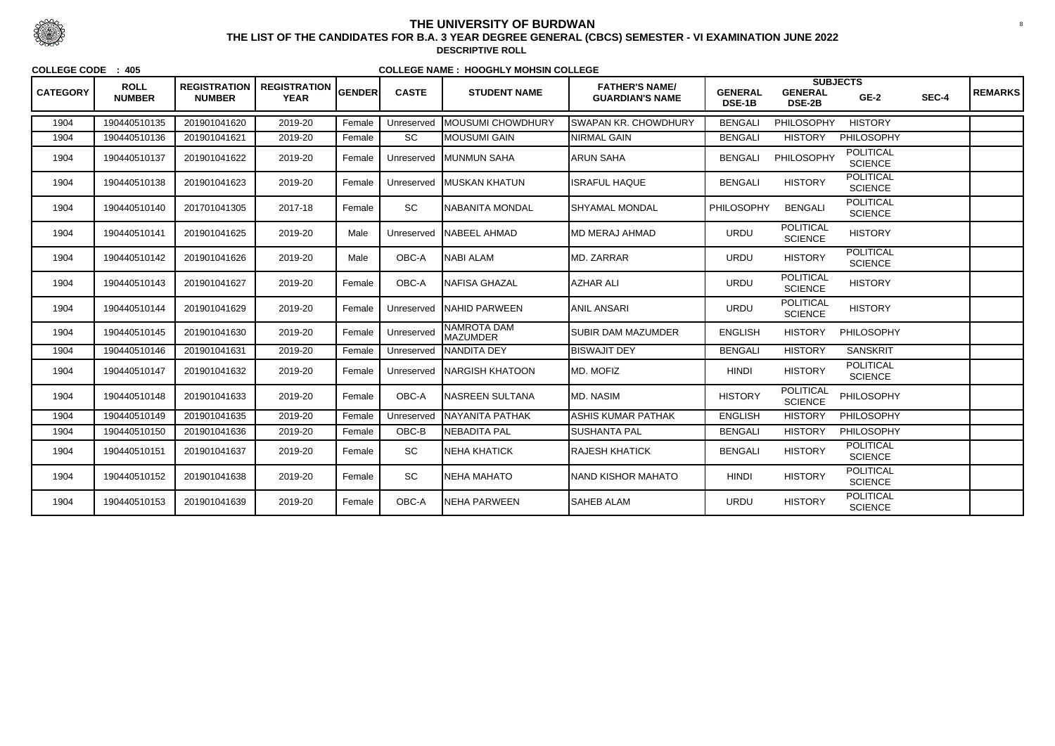# THE UNIVERSITY OF BURDWAN

**THE LIST OF THE CANDIDATES FOR B.A. 3 YEAR DEGREE GENERAL (CBCS) SEMESTER - VI EXAMINATION JUNE 2022**

**DESCRIPTIVE ROLL**

**COLLEGE CODE : 405** **COLLEGE NAME : HOOGHLY MOHSIN COLLEGE**

| CATEGORY | ROLL NUMBER | REGISTRATION NUMBER | REGISTRATION YEAR | GENDER | CASTE | STUDENT NAME | FATHER'S NAME/ GUARDIAN'S NAME | SUBJECTS | | | | REMARKS |
|---|---|---|---|---|---|---|---|---|---|---|---|---|
| | | | | | | | | GENERAL DSE-1B | GENERAL DSE-2B | GE-2 | SEC-4 | |
| 1904 | 190440510135 | 201901041620 | 2019-20 | Female | Unreserved | MOUSUMI CHOWDHURY | SWAPAN KR. CHOWDHURY | BENGALI | PHILOSOPHY | HISTORY | | |
| 1904 | 190440510136 | 201901041621 | 2019-20 | Female | SC | MOUSUMI GAIN | NIRMAL GAIN | BENGALI | HISTORY | PHILOSOPHY | | |
| 1904 | 190440510137 | 201901041622 | 2019-20 | Female | Unreserved | MUNMUN SAHA | ARUN SAHA | BENGALI | PHILOSOPHY | POLITICAL SCIENCE | | |
| 1904 | 190440510138 | 201901041623 | 2019-20 | Female | Unreserved | MUSKAN KHATUN | ISRAFUL HAQUE | BENGALI | HISTORY | POLITICAL SCIENCE | | |
| 1904 | 190440510140 | 201701041305 | 2017-18 | Female | SC | NABANITA MONDAL | SHYAMAL MONDAL | PHILOSOPHY | BENGALI | POLITICAL SCIENCE | | |
| 1904 | 190440510141 | 201901041625 | 2019-20 | Male | Unreserved | NABEEL AHMAD | MD MERAJ AHMAD | URDU | POLITICAL SCIENCE | HISTORY | | |
| 1904 | 190440510142 | 201901041626 | 2019-20 | Male | OBC-A | NABI ALAM | MD. ZARRAR | URDU | HISTORY | POLITICAL SCIENCE | | |
| 1904 | 190440510143 | 201901041627 | 2019-20 | Female | OBC-A | NAFISA GHAZAL | AZHAR ALI | URDU | POLITICAL SCIENCE | HISTORY | | |
| 1904 | 190440510144 | 201901041629 | 2019-20 | Female | Unreserved | NAHID PARWEEN | ANIL ANSARI | URDU | POLITICAL SCIENCE | HISTORY | | |
| 1904 | 190440510145 | 201901041630 | 2019-20 | Female | Unreserved | NAMROTA DAM MAZUMDER | SUBIR DAM MAZUMDER | ENGLISH | HISTORY | PHILOSOPHY | | |
| 1904 | 190440510146 | 201901041631 | 2019-20 | Female | Unreserved | NANDITA DEY | BISWAJIT DEY | BENGALI | HISTORY | SANSKRIT | | |
| 1904 | 190440510147 | 201901041632 | 2019-20 | Female | Unreserved | NARGISH KHATOON | MD. MOFIZ | HINDI | HISTORY | POLITICAL SCIENCE | | |
| 1904 | 190440510148 | 201901041633 | 2019-20 | Female | OBC-A | NASREEN SULTANA | MD. NASIM | HISTORY | POLITICAL SCIENCE | PHILOSOPHY | | |
| 1904 | 190440510149 | 201901041635 | 2019-20 | Female | Unreserved | NAYANITA PATHAK | ASHIS KUMAR PATHAK | ENGLISH | HISTORY | PHILOSOPHY | | |
| 1904 | 190440510150 | 201901041636 | 2019-20 | Female | OBC-B | NEBADITA PAL | SUSHANTA PAL | BENGALI | HISTORY | PHILOSOPHY | | |
| 1904 | 190440510151 | 201901041637 | 2019-20 | Female | SC | NEHA KHATICK | RAJESH KHATICK | BENGALI | HISTORY | POLITICAL SCIENCE | | |
| 1904 | 190440510152 | 201901041638 | 2019-20 | Female | SC | NEHA MAHATO | NAND KISHOR MAHATO | HINDI | HISTORY | POLITICAL SCIENCE | | |
| 1904 | 190440510153 | 201901041639 | 2019-20 | Female | OBC-A | NEHA PARWEEN | SAHEB ALAM | URDU | HISTORY | POLITICAL SCIENCE | | |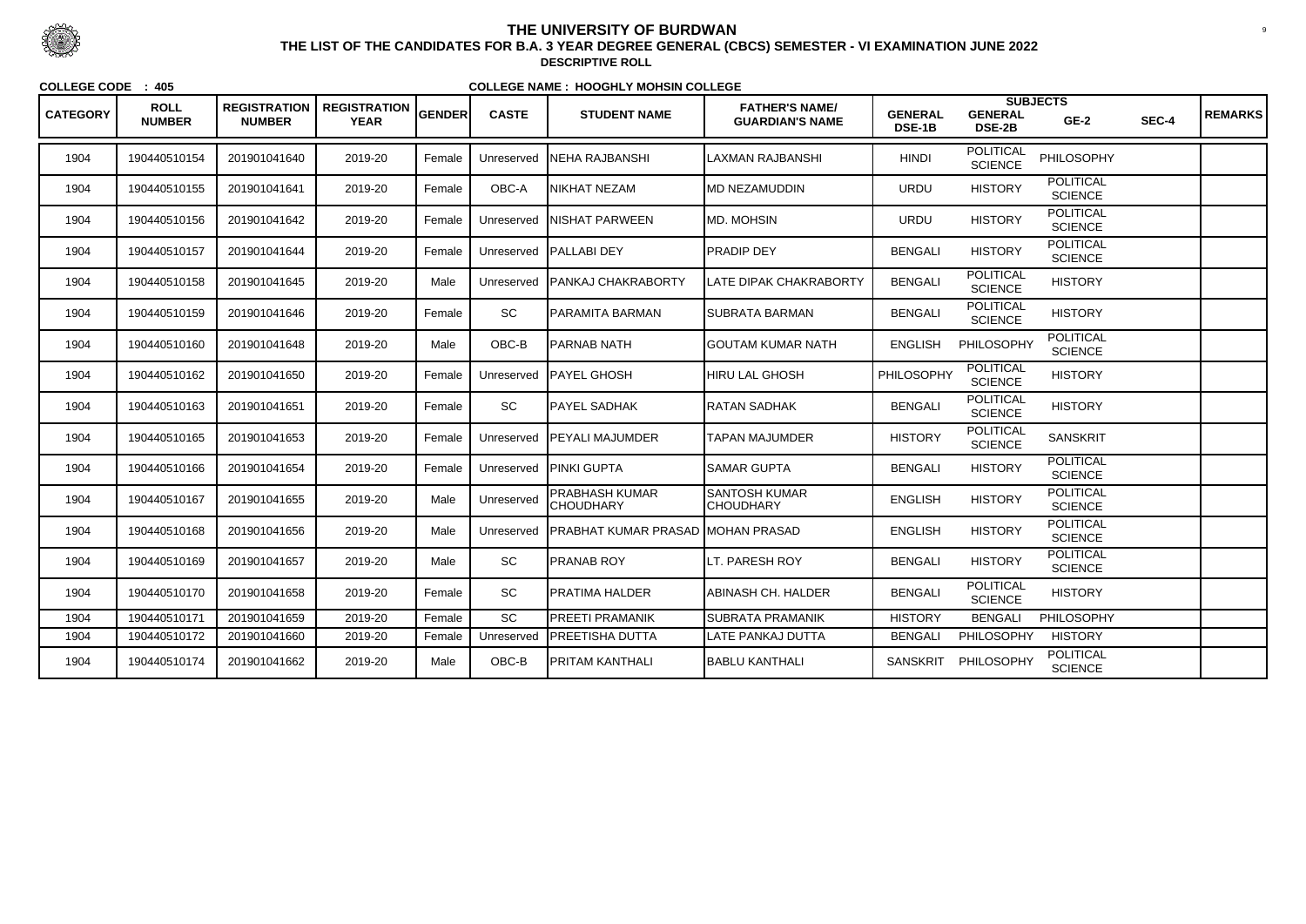# THE UNIVERSITY OF BURDWAN

**THE LIST OF THE CANDIDATES FOR B.A. 3 YEAR DEGREE GENERAL (CBCS) SEMESTER - VI EXAMINATION JUNE 2022**

**DESCRIPTIVE ROLL**

**COLLEGE CODE : 405** **COLLEGE NAME : HOOGHLY MOHSIN COLLEGE**

| CATEGORY | ROLL NUMBER | REGISTRATION NUMBER | REGISTRATION YEAR | GENDER | CASTE | STUDENT NAME | FATHER'S NAME/ GUARDIAN'S NAME | SUBJECTS | | | | REMARKS |
|---|---|---|---|---|---|---|---|---|---|---|---|---|
| | | | | | | | | GENERAL DSE-1B | GENERAL DSE-2B | GE-2 | SEC-4 | |
| 1904 | 190440510154 | 201901041640 | 2019-20 | Female | Unreserved | NEHA RAJBANSHI | LAXMAN RAJBANSHI | HINDI | POLITICAL SCIENCE | PHILOSOPHY | | |
| 1904 | 190440510155 | 201901041641 | 2019-20 | Female | OBC-A | NIKHAT NEZAM | MD NEZAMUDDIN | URDU | HISTORY | POLITICAL SCIENCE | | |
| 1904 | 190440510156 | 201901041642 | 2019-20 | Female | Unreserved | NISHAT PARWEEN | MD. MOHSIN | URDU | HISTORY | POLITICAL SCIENCE | | |
| 1904 | 190440510157 | 201901041644 | 2019-20 | Female | Unreserved | PALLABI DEY | PRADIP DEY | BENGALI | HISTORY | POLITICAL SCIENCE | | |
| 1904 | 190440510158 | 201901041645 | 2019-20 | Male | Unreserved | PANKAJ CHAKRABORTY | LATE DIPAK CHAKRABORTY | BENGALI | POLITICAL SCIENCE | HISTORY | | |
| 1904 | 190440510159 | 201901041646 | 2019-20 | Female | SC | PARAMITA BARMAN | SUBRATA BARMAN | BENGALI | POLITICAL SCIENCE | HISTORY | | |
| 1904 | 190440510160 | 201901041648 | 2019-20 | Male | OBC-B | PARNAB NATH | GOUTAM KUMAR NATH | ENGLISH | PHILOSOPHY | POLITICAL SCIENCE | | |
| 1904 | 190440510162 | 201901041650 | 2019-20 | Female | Unreserved | PAYEL GHOSH | HIRU LAL GHOSH | PHILOSOPHY | POLITICAL SCIENCE | HISTORY | | |
| 1904 | 190440510163 | 201901041651 | 2019-20 | Female | SC | PAYEL SADHAK | RATAN SADHAK | BENGALI | POLITICAL SCIENCE | HISTORY | | |
| 1904 | 190440510165 | 201901041653 | 2019-20 | Female | Unreserved | PEYALI MAJUMDER | TAPAN MAJUMDER | HISTORY | POLITICAL SCIENCE | SANSKRIT | | |
| 1904 | 190440510166 | 201901041654 | 2019-20 | Female | Unreserved | PINKI GUPTA | SAMAR GUPTA | BENGALI | HISTORY | POLITICAL SCIENCE | | |
| 1904 | 190440510167 | 201901041655 | 2019-20 | Male | Unreserved | PRABHASH KUMAR CHOUDHARY | SANTOSH KUMAR CHOUDHARY | ENGLISH | HISTORY | POLITICAL SCIENCE | | |
| 1904 | 190440510168 | 201901041656 | 2019-20 | Male | Unreserved | PRABHAT KUMAR PRASAD | MOHAN PRASAD | ENGLISH | HISTORY | POLITICAL SCIENCE | | |
| 1904 | 190440510169 | 201901041657 | 2019-20 | Male | SC | PRANAB ROY | LT. PARESH ROY | BENGALI | HISTORY | POLITICAL SCIENCE | | |
| 1904 | 190440510170 | 201901041658 | 2019-20 | Female | SC | PRATIMA HALDER | ABINASH CH. HALDER | BENGALI | POLITICAL SCIENCE | HISTORY | | |
| 1904 | 190440510171 | 201901041659 | 2019-20 | Female | SC | PREETI PRAMANIK | SUBRATA PRAMANIK | HISTORY | BENGALI | PHILOSOPHY | | |
| 1904 | 190440510172 | 201901041660 | 2019-20 | Female | Unreserved | PREETISHA DUTTA | LATE PANKAJ DUTTA | BENGALI | PHILOSOPHY | HISTORY | | |
| 1904 | 190440510174 | 201901041662 | 2019-20 | Male | OBC-B | PRITAM KANTHALI | BABLU KANTHALI | SANSKRIT | PHILOSOPHY | POLITICAL SCIENCE | | |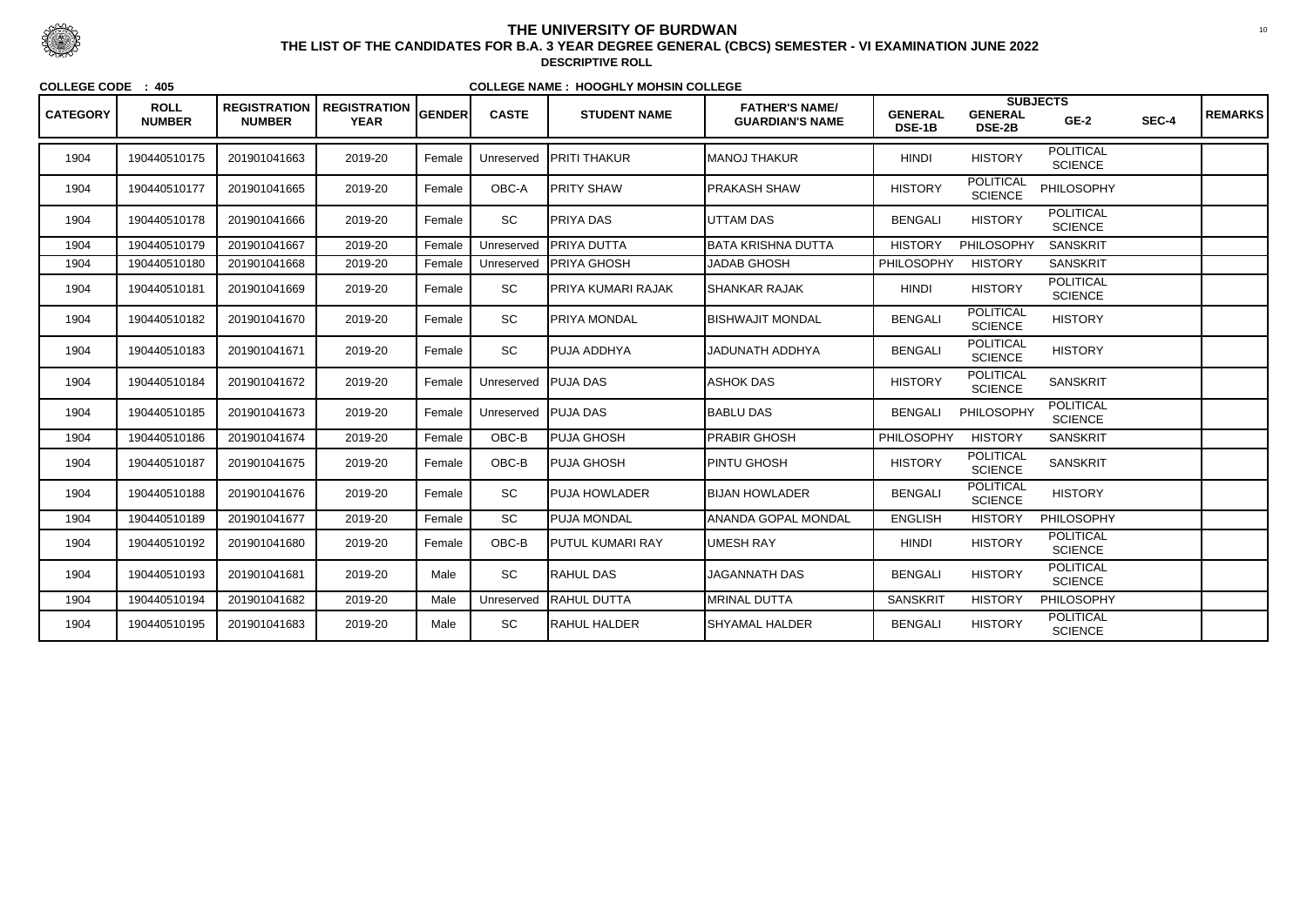# THE UNIVERSITY OF BURDWAN

**THE LIST OF THE CANDIDATES FOR B.A. 3 YEAR DEGREE GENERAL (CBCS) SEMESTER - VI EXAMINATION JUNE 2022**

**DESCRIPTIVE ROLL**

**COLLEGE CODE : 405** **COLLEGE NAME : HOOGHLY MOHSIN COLLEGE**

| CATEGORY | ROLL NUMBER | REGISTRATION NUMBER | REGISTRATION YEAR | GENDER | CASTE | STUDENT NAME | FATHER'S NAME/ GUARDIAN'S NAME | SUBJECTS | | | | REMARKS |
|---|---|---|---|---|---|---|---|---|---|---|---|---|
| | | | | | | | | GENERAL DSE-1B | GENERAL DSE-2B | GE-2 | SEC-4 | |
| 1904 | 190440510175 | 201901041663 | 2019-20 | Female | Unreserved | PRITI THAKUR | MANOJ THAKUR | HINDI | HISTORY | POLITICAL SCIENCE | | |
| 1904 | 190440510177 | 201901041665 | 2019-20 | Female | OBC-A | PRITY SHAW | PRAKASH SHAW | HISTORY | POLITICAL SCIENCE | PHILOSOPHY | | |
| 1904 | 190440510178 | 201901041666 | 2019-20 | Female | SC | PRIYA DAS | UTTAM DAS | BENGALI | HISTORY | POLITICAL SCIENCE | | |
| 1904 | 190440510179 | 201901041667 | 2019-20 | Female | Unreserved | PRIYA DUTTA | BATA KRISHNA DUTTA | HISTORY | PHILOSOPHY | SANSKRIT | | |
| 1904 | 190440510180 | 201901041668 | 2019-20 | Female | Unreserved | PRIYA GHOSH | JADAB GHOSH | PHILOSOPHY | HISTORY | SANSKRIT | | |
| 1904 | 190440510181 | 201901041669 | 2019-20 | Female | SC | PRIYA KUMARI RAJAK | SHANKAR RAJAK | HINDI | HISTORY | POLITICAL SCIENCE | | |
| 1904 | 190440510182 | 201901041670 | 2019-20 | Female | SC | PRIYA MONDAL | BISHWAJIT MONDAL | BENGALI | POLITICAL SCIENCE | HISTORY | | |
| 1904 | 190440510183 | 201901041671 | 2019-20 | Female | SC | PUJA ADDHYA | JADUNATH ADDHYA | BENGALI | POLITICAL SCIENCE | HISTORY | | |
| 1904 | 190440510184 | 201901041672 | 2019-20 | Female | Unreserved | PUJA DAS | ASHOK DAS | HISTORY | POLITICAL SCIENCE | SANSKRIT | | |
| 1904 | 190440510185 | 201901041673 | 2019-20 | Female | Unreserved | PUJA DAS | BABLU DAS | BENGALI | PHILOSOPHY | POLITICAL SCIENCE | | |
| 1904 | 190440510186 | 201901041674 | 2019-20 | Female | OBC-B | PUJA GHOSH | PRABIR GHOSH | PHILOSOPHY | HISTORY | SANSKRIT | | |
| 1904 | 190440510187 | 201901041675 | 2019-20 | Female | OBC-B | PUJA GHOSH | PINTU GHOSH | HISTORY | POLITICAL SCIENCE | SANSKRIT | | |
| 1904 | 190440510188 | 201901041676 | 2019-20 | Female | SC | PUJA HOWLADER | BIJAN HOWLADER | BENGALI | POLITICAL SCIENCE | HISTORY | | |
| 1904 | 190440510189 | 201901041677 | 2019-20 | Female | SC | PUJA MONDAL | ANANDA GOPAL MONDAL | ENGLISH | HISTORY | PHILOSOPHY | | |
| 1904 | 190440510192 | 201901041680 | 2019-20 | Female | OBC-B | PUTUL KUMARI RAY | UMESH RAY | HINDI | HISTORY | POLITICAL SCIENCE | | |
| 1904 | 190440510193 | 201901041681 | 2019-20 | Male | SC | RAHUL DAS | JAGANNATH DAS | BENGALI | HISTORY | POLITICAL SCIENCE | | |
| 1904 | 190440510194 | 201901041682 | 2019-20 | Male | Unreserved | RAHUL DUTTA | MRINAL DUTTA | SANSKRIT | HISTORY | PHILOSOPHY | | |
| 1904 | 190440510195 | 201901041683 | 2019-20 | Male | SC | RAHUL HALDER | SHYAMAL HALDER | BENGALI | HISTORY | POLITICAL SCIENCE | | |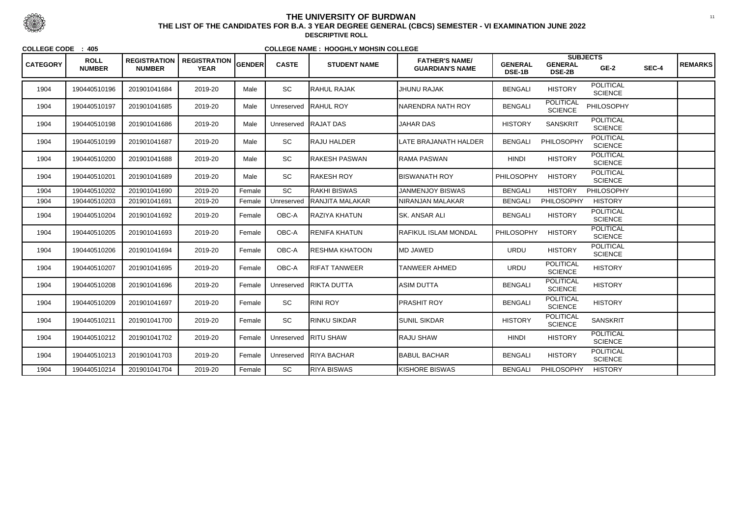# THE UNIVERSITY OF BURDWAN

**THE LIST OF THE CANDIDATES FOR B.A. 3 YEAR DEGREE GENERAL (CBCS) SEMESTER - VI EXAMINATION JUNE 2022**

**DESCRIPTIVE ROLL**

**COLLEGE CODE : 405** **COLLEGE NAME : HOOGHLY MOHSIN COLLEGE**

| CATEGORY | ROLL NUMBER | REGISTRATION NUMBER | REGISTRATION YEAR | GENDER | CASTE | STUDENT NAME | FATHER'S NAME/ GUARDIAN'S NAME | SUBJECTS | | | | REMARKS |
|---|---|---|---|---|---|---|---|---|---|---|---|---|
| | | | | | | | | GENERAL DSE-1B | GENERAL DSE-2B | GE-2 | SEC-4 | |
| 1904 | 190440510196 | 201901041684 | 2019-20 | Male | SC | RAHUL RAJAK | JHUNU RAJAK | BENGALI | HISTORY | POLITICAL SCIENCE | | |
| 1904 | 190440510197 | 201901041685 | 2019-20 | Male | Unreserved | RAHUL ROY | NARENDRA NATH ROY | BENGALI | POLITICAL SCIENCE | PHILOSOPHY | | |
| 1904 | 190440510198 | 201901041686 | 2019-20 | Male | Unreserved | RAJAT DAS | JAHAR DAS | HISTORY | SANSKRIT | POLITICAL SCIENCE | | |
| 1904 | 190440510199 | 201901041687 | 2019-20 | Male | SC | RAJU HALDER | LATE BRAJANATH HALDER | BENGALI | PHILOSOPHY | POLITICAL SCIENCE | | |
| 1904 | 190440510200 | 201901041688 | 2019-20 | Male | SC | RAKESH PASWAN | RAMA PASWAN | HINDI | HISTORY | POLITICAL SCIENCE | | |
| 1904 | 190440510201 | 201901041689 | 2019-20 | Male | SC | RAKESH ROY | BISWANATH ROY | PHILOSOPHY | HISTORY | POLITICAL SCIENCE | | |
| 1904 | 190440510202 | 201901041690 | 2019-20 | Female | SC | RAKHI BISWAS | JANMENJOY BISWAS | BENGALI | HISTORY | PHILOSOPHY | | |
| 1904 | 190440510203 | 201901041691 | 2019-20 | Female | Unreserved | RANJITA MALAKAR | NIRANJAN MALAKAR | BENGALI | PHILOSOPHY | HISTORY | | |
| 1904 | 190440510204 | 201901041692 | 2019-20 | Female | OBC-A | RAZIYA KHATUN | SK. ANSAR ALI | BENGALI | HISTORY | POLITICAL SCIENCE | | |
| 1904 | 190440510205 | 201901041693 | 2019-20 | Female | OBC-A | RENIFA KHATUN | RAFIKUL ISLAM MONDAL | PHILOSOPHY | HISTORY | POLITICAL SCIENCE | | |
| 1904 | 190440510206 | 201901041694 | 2019-20 | Female | OBC-A | RESHMA KHATOON | MD JAWED | URDU | HISTORY | POLITICAL SCIENCE | | |
| 1904 | 190440510207 | 201901041695 | 2019-20 | Female | OBC-A | RIFAT TANWEER | TANWEER AHMED | URDU | POLITICAL SCIENCE | HISTORY | | |
| 1904 | 190440510208 | 201901041696 | 2019-20 | Female | Unreserved | RIKTA DUTTA | ASIM DUTTA | BENGALI | POLITICAL SCIENCE | HISTORY | | |
| 1904 | 190440510209 | 201901041697 | 2019-20 | Female | SC | RINI ROY | PRASHIT ROY | BENGALI | POLITICAL SCIENCE | HISTORY | | |
| 1904 | 190440510211 | 201901041700 | 2019-20 | Female | SC | RINKU SIKDAR | SUNIL SIKDAR | HISTORY | POLITICAL SCIENCE | SANSKRIT | | |
| 1904 | 190440510212 | 201901041702 | 2019-20 | Female | Unreserved | RITU SHAW | RAJU SHAW | HINDI | HISTORY | POLITICAL SCIENCE | | |
| 1904 | 190440510213 | 201901041703 | 2019-20 | Female | Unreserved | RIYA BACHAR | BABUL BACHAR | BENGALI | HISTORY | POLITICAL SCIENCE | | |
| 1904 | 190440510214 | 201901041704 | 2019-20 | Female | SC | RIYA BISWAS | KISHORE BISWAS | BENGALI | PHILOSOPHY | HISTORY | | |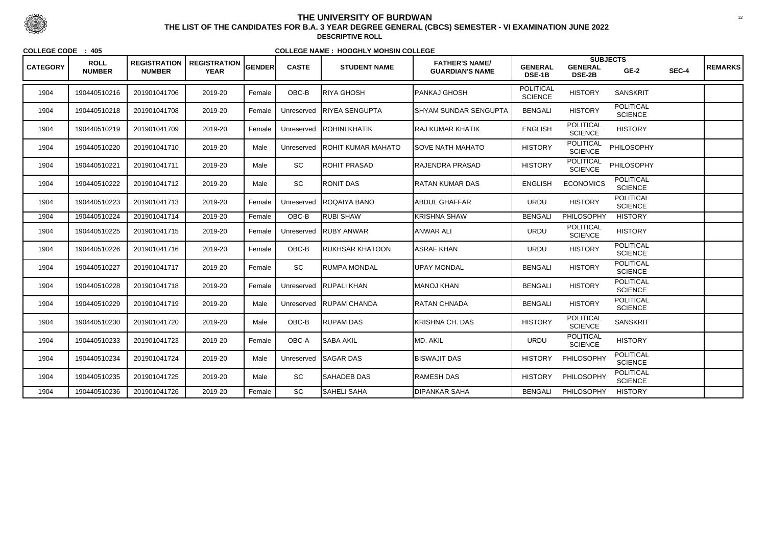# THE UNIVERSITY OF BURDWAN

**THE LIST OF THE CANDIDATES FOR B.A. 3 YEAR DEGREE GENERAL (CBCS) SEMESTER - VI EXAMINATION JUNE 2022**

**DESCRIPTIVE ROLL**

**COLLEGE CODE : 405** **COLLEGE NAME : HOOGHLY MOHSIN COLLEGE**

| CATEGORY | ROLL NUMBER | REGISTRATION NUMBER | REGISTRATION YEAR | GENDER | CASTE | STUDENT NAME | FATHER'S NAME/ GUARDIAN'S NAME | SUBJECTS | | | | REMARKS |
|---|---|---|---|---|---|---|---|---|---|---|---|---|
| | | | | | | | | GENERAL DSE-1B | GENERAL DSE-2B | GE-2 | SEC-4 | |
| 1904 | 190440510216 | 201901041706 | 2019-20 | Female | OBC-B | RIYA GHOSH | PANKAJ GHOSH | POLITICAL SCIENCE | HISTORY | SANSKRIT | | |
| 1904 | 190440510218 | 201901041708 | 2019-20 | Female | Unreserved | RIYEA SENGUPTA | SHYAM SUNDAR SENGUPTA | BENGALI | HISTORY | POLITICAL SCIENCE | | |
| 1904 | 190440510219 | 201901041709 | 2019-20 | Female | Unreserved | ROHINI KHATIK | RAJ KUMAR KHATIK | ENGLISH | POLITICAL SCIENCE | HISTORY | | |
| 1904 | 190440510220 | 201901041710 | 2019-20 | Male | Unreserved | ROHIT KUMAR MAHATO | SOVE NATH MAHATO | HISTORY | POLITICAL SCIENCE | PHILOSOPHY | | |
| 1904 | 190440510221 | 201901041711 | 2019-20 | Male | SC | ROHIT PRASAD | RAJENDRA PRASAD | HISTORY | POLITICAL SCIENCE | PHILOSOPHY | | |
| 1904 | 190440510222 | 201901041712 | 2019-20 | Male | SC | RONIT DAS | RATAN KUMAR DAS | ENGLISH | ECONOMICS | POLITICAL SCIENCE | | |
| 1904 | 190440510223 | 201901041713 | 2019-20 | Female | Unreserved | ROQAIYA BANO | ABDUL GHAFFAR | URDU | HISTORY | POLITICAL SCIENCE | | |
| 1904 | 190440510224 | 201901041714 | 2019-20 | Female | OBC-B | RUBI SHAW | KRISHNA SHAW | BENGALI | PHILOSOPHY | HISTORY | | |
| 1904 | 190440510225 | 201901041715 | 2019-20 | Female | Unreserved | RUBY ANWAR | ANWAR ALI | URDU | POLITICAL SCIENCE | HISTORY | | |
| 1904 | 190440510226 | 201901041716 | 2019-20 | Female | OBC-B | RUKHSAR KHATOON | ASRAF KHAN | URDU | HISTORY | POLITICAL SCIENCE | | |
| 1904 | 190440510227 | 201901041717 | 2019-20 | Female | SC | RUMPA MONDAL | UPAY MONDAL | BENGALI | HISTORY | POLITICAL SCIENCE | | |
| 1904 | 190440510228 | 201901041718 | 2019-20 | Female | Unreserved | RUPALI KHAN | MANOJ KHAN | BENGALI | HISTORY | POLITICAL SCIENCE | | |
| 1904 | 190440510229 | 201901041719 | 2019-20 | Male | Unreserved | RUPAM CHANDA | RATAN CHNADA | BENGALI | HISTORY | POLITICAL SCIENCE | | |
| 1904 | 190440510230 | 201901041720 | 2019-20 | Male | OBC-B | RUPAM DAS | KRISHNA CH. DAS | HISTORY | POLITICAL SCIENCE | SANSKRIT | | |
| 1904 | 190440510233 | 201901041723 | 2019-20 | Female | OBC-A | SABA AKIL | MD. AKIL | URDU | POLITICAL SCIENCE | HISTORY | | |
| 1904 | 190440510234 | 201901041724 | 2019-20 | Male | Unreserved | SAGAR DAS | BISWAJIT DAS | HISTORY | PHILOSOPHY | POLITICAL SCIENCE | | |
| 1904 | 190440510235 | 201901041725 | 2019-20 | Male | SC | SAHADEB DAS | RAMESH DAS | HISTORY | PHILOSOPHY | POLITICAL SCIENCE | | |
| 1904 | 190440510236 | 201901041726 | 2019-20 | Female | SC | SAHELI SAHA | DIPANKAR SAHA | BENGALI | PHILOSOPHY | HISTORY | | |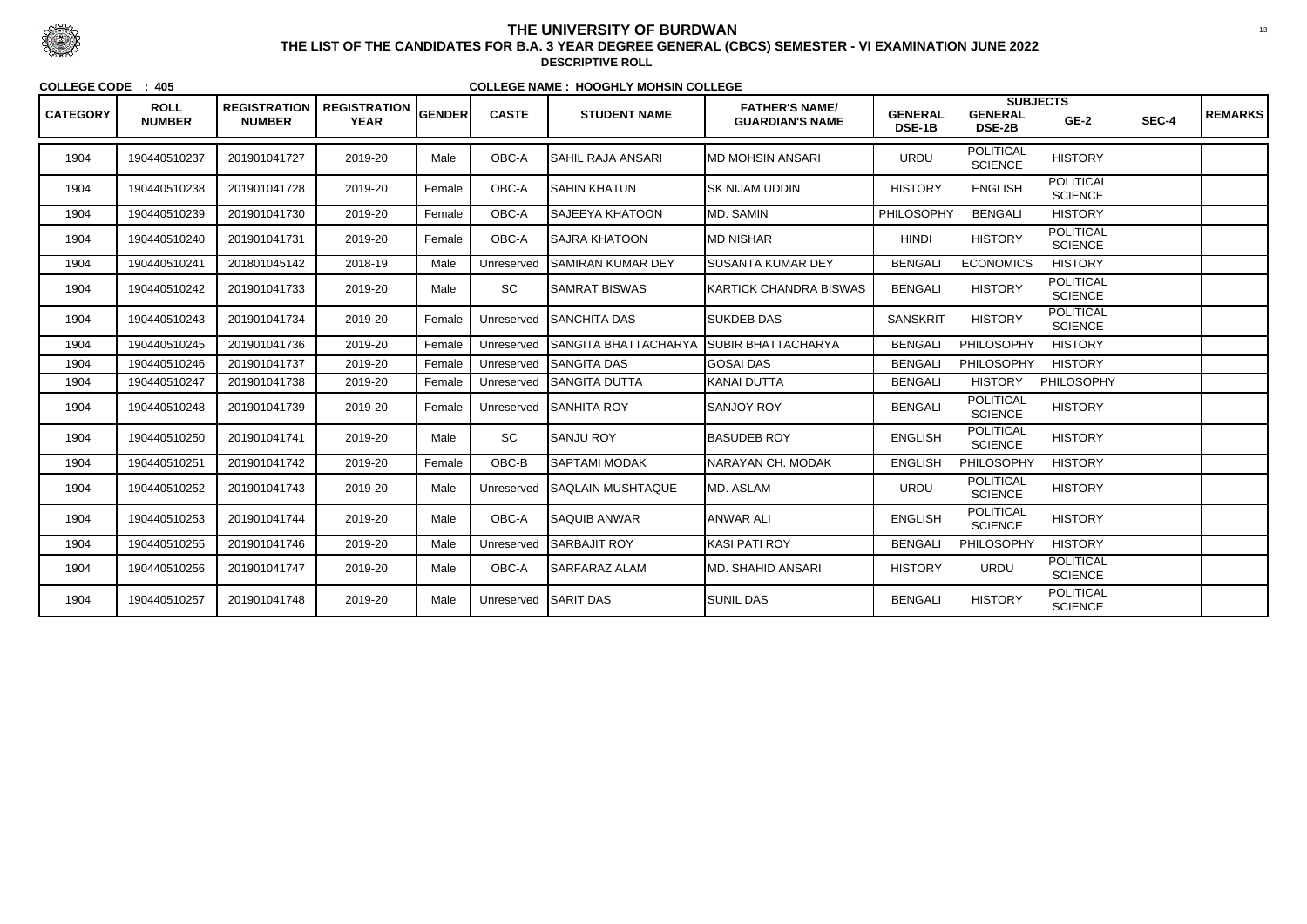# THE UNIVERSITY OF BURDWAN

**THE LIST OF THE CANDIDATES FOR B.A. 3 YEAR DEGREE GENERAL (CBCS) SEMESTER - VI EXAMINATION JUNE 2022**

**DESCRIPTIVE ROLL**

**COLLEGE CODE : 405** **COLLEGE NAME : HOOGHLY MOHSIN COLLEGE**

| CATEGORY | ROLL NUMBER | REGISTRATION NUMBER | REGISTRATION YEAR | GENDER | CASTE | STUDENT NAME | FATHER'S NAME/ GUARDIAN'S NAME | SUBJECTS | | | | REMARKS |
|---|---|---|---|---|---|---|---|---|---|---|---|---|
| | | | | | | | | GENERAL DSE-1B | GENERAL DSE-2B | GE-2 | SEC-4 | |
| 1904 | 190440510237 | 201901041727 | 2019-20 | Male | OBC-A | SAHIL RAJA ANSARI | MD MOHSIN ANSARI | URDU | POLITICAL SCIENCE | HISTORY | | |
| 1904 | 190440510238 | 201901041728 | 2019-20 | Female | OBC-A | SAHIN KHATUN | SK NIJAM UDDIN | HISTORY | ENGLISH | POLITICAL SCIENCE | | |
| 1904 | 190440510239 | 201901041730 | 2019-20 | Female | OBC-A | SAJEEYA KHATOON | MD. SAMIN | PHILOSOPHY | BENGALI | HISTORY | | |
| 1904 | 190440510240 | 201901041731 | 2019-20 | Female | OBC-A | SAJRA KHATOON | MD NISHAR | HINDI | HISTORY | POLITICAL SCIENCE | | |
| 1904 | 190440510241 | 201801045142 | 2018-19 | Male | Unreserved | SAMIRAN KUMAR DEY | SUSANTA KUMAR DEY | BENGALI | ECONOMICS | HISTORY | | |
| 1904 | 190440510242 | 201901041733 | 2019-20 | Male | SC | SAMRAT BISWAS | KARTICK CHANDRA BISWAS | BENGALI | HISTORY | POLITICAL SCIENCE | | |
| 1904 | 190440510243 | 201901041734 | 2019-20 | Female | Unreserved | SANCHITA DAS | SUKDEB DAS | SANSKRIT | HISTORY | POLITICAL SCIENCE | | |
| 1904 | 190440510245 | 201901041736 | 2019-20 | Female | Unreserved | SANGITA BHATTACHARYA | SUBIR BHATTACHARYA | BENGALI | PHILOSOPHY | HISTORY | | |
| 1904 | 190440510246 | 201901041737 | 2019-20 | Female | Unreserved | SANGITA DAS | GOSAI DAS | BENGALI | PHILOSOPHY | HISTORY | | |
| 1904 | 190440510247 | 201901041738 | 2019-20 | Female | Unreserved | SANGITA DUTTA | KANAI DUTTA | BENGALI | HISTORY | PHILOSOPHY | | |
| 1904 | 190440510248 | 201901041739 | 2019-20 | Female | Unreserved | SANHITA ROY | SANJOY ROY | BENGALI | POLITICAL SCIENCE | HISTORY | | |
| 1904 | 190440510250 | 201901041741 | 2019-20 | Male | SC | SANJU ROY | BASUDEB ROY | ENGLISH | POLITICAL SCIENCE | HISTORY | | |
| 1904 | 190440510251 | 201901041742 | 2019-20 | Female | OBC-B | SAPTAMI MODAK | NARAYAN CH. MODAK | ENGLISH | PHILOSOPHY | HISTORY | | |
| 1904 | 190440510252 | 201901041743 | 2019-20 | Male | Unreserved | SAQLAIN MUSHTAQUE | MD. ASLAM | URDU | POLITICAL SCIENCE | HISTORY | | |
| 1904 | 190440510253 | 201901041744 | 2019-20 | Male | OBC-A | SAQUIB ANWAR | ANWAR ALI | ENGLISH | POLITICAL SCIENCE | HISTORY | | |
| 1904 | 190440510255 | 201901041746 | 2019-20 | Male | Unreserved | SARBAJIT ROY | KASI PATI ROY | BENGALI | PHILOSOPHY | HISTORY | | |
| 1904 | 190440510256 | 201901041747 | 2019-20 | Male | OBC-A | SARFARAZ ALAM | MD. SHAHID ANSARI | HISTORY | URDU | POLITICAL SCIENCE | | |
| 1904 | 190440510257 | 201901041748 | 2019-20 | Male | Unreserved | SARIT DAS | SUNIL DAS | BENGALI | HISTORY | POLITICAL SCIENCE | | |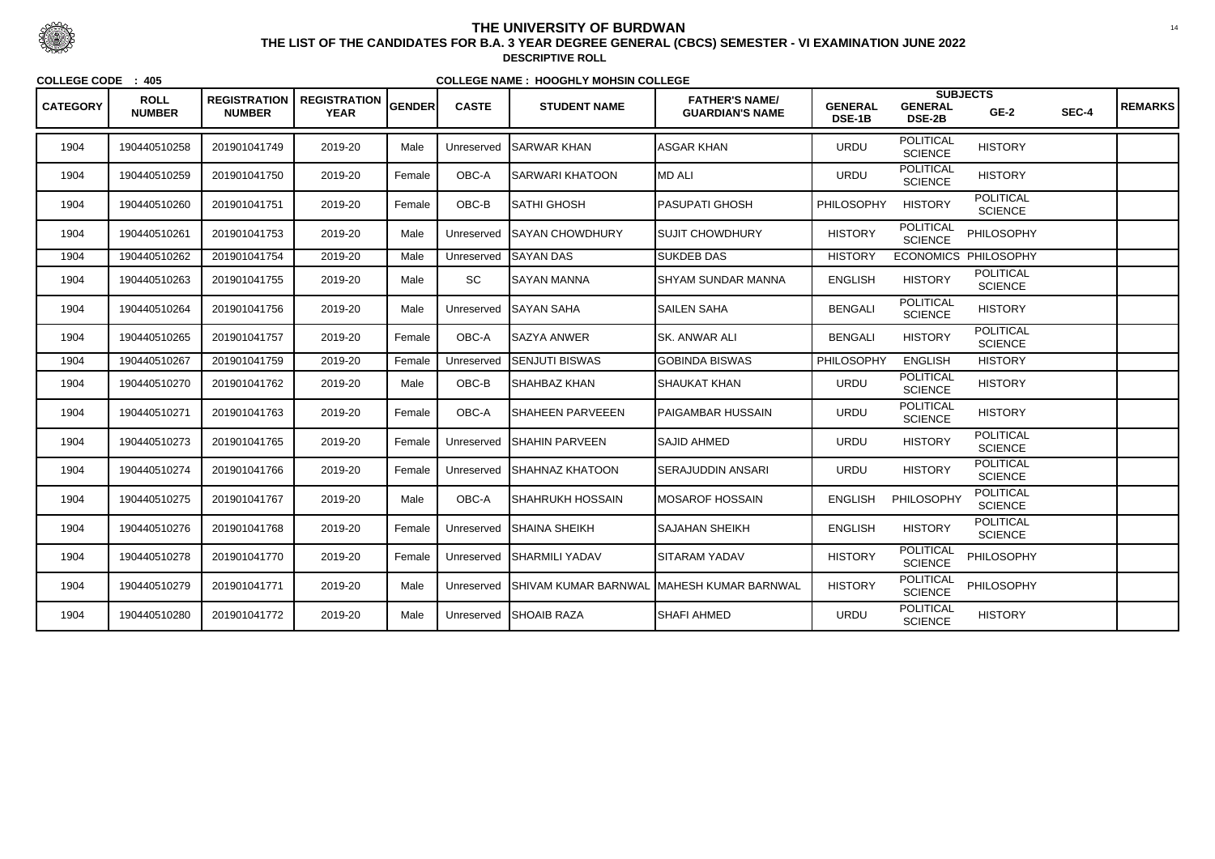# THE UNIVERSITY OF BURDWAN

**THE LIST OF THE CANDIDATES FOR B.A. 3 YEAR DEGREE GENERAL (CBCS) SEMESTER - VI EXAMINATION JUNE 2022**

**DESCRIPTIVE ROLL**

**COLLEGE CODE : 405** **COLLEGE NAME : HOOGHLY MOHSIN COLLEGE**

| CATEGORY | ROLL NUMBER | REGISTRATION NUMBER | REGISTRATION YEAR | GENDER | CASTE | STUDENT NAME | FATHER'S NAME/ GUARDIAN'S NAME | SUBJECTS | | | | REMARKS |
|---|---|---|---|---|---|---|---|---|---|---|---|---|
| | | | | | | | | GENERAL DSE-1B | GENERAL DSE-2B | GE-2 | SEC-4 | |
| 1904 | 190440510258 | 201901041749 | 2019-20 | Male | Unreserved | SARWAR KHAN | ASGAR KHAN | URDU | POLITICAL SCIENCE | HISTORY | | |
| 1904 | 190440510259 | 201901041750 | 2019-20 | Female | OBC-A | SARWARI KHATOON | MD ALI | URDU | POLITICAL SCIENCE | HISTORY | | |
| 1904 | 190440510260 | 201901041751 | 2019-20 | Female | OBC-B | SATHI GHOSH | PASUPATI GHOSH | PHILOSOPHY | HISTORY | POLITICAL SCIENCE | | |
| 1904 | 190440510261 | 201901041753 | 2019-20 | Male | Unreserved | SAYAN CHOWDHURY | SUJIT CHOWDHURY | HISTORY | POLITICAL SCIENCE | PHILOSOPHY | | |
| 1904 | 190440510262 | 201901041754 | 2019-20 | Male | Unreserved | SAYAN DAS | SUKDEB DAS | HISTORY | ECONOMICS | PHILOSOPHY | | |
| 1904 | 190440510263 | 201901041755 | 2019-20 | Male | SC | SAYAN MANNA | SHYAM SUNDAR MANNA | ENGLISH | HISTORY | POLITICAL SCIENCE | | |
| 1904 | 190440510264 | 201901041756 | 2019-20 | Male | Unreserved | SAYAN SAHA | SAILEN SAHA | BENGALI | POLITICAL SCIENCE | HISTORY | | |
| 1904 | 190440510265 | 201901041757 | 2019-20 | Female | OBC-A | SAZYA ANWER | SK. ANWAR ALI | BENGALI | HISTORY | POLITICAL SCIENCE | | |
| 1904 | 190440510267 | 201901041759 | 2019-20 | Female | Unreserved | SENJUTI BISWAS | GOBINDA BISWAS | PHILOSOPHY | ENGLISH | HISTORY | | |
| 1904 | 190440510270 | 201901041762 | 2019-20 | Male | OBC-B | SHAHBAZ KHAN | SHAUKAT KHAN | URDU | POLITICAL SCIENCE | HISTORY | | |
| 1904 | 190440510271 | 201901041763 | 2019-20 | Female | OBC-A | SHAHEEN PARVEEEN | PAIGAMBAR HUSSAIN | URDU | POLITICAL SCIENCE | HISTORY | | |
| 1904 | 190440510273 | 201901041765 | 2019-20 | Female | Unreserved | SHAHIN PARVEEN | SAJID AHMED | URDU | HISTORY | POLITICAL SCIENCE | | |
| 1904 | 190440510274 | 201901041766 | 2019-20 | Female | Unreserved | SHAHNAZ KHATOON | SERAJUDDIN ANSARI | URDU | HISTORY | POLITICAL SCIENCE | | |
| 1904 | 190440510275 | 201901041767 | 2019-20 | Male | OBC-A | SHAHRUKH HOSSAIN | MOSAROF HOSSAIN | ENGLISH | PHILOSOPHY | POLITICAL SCIENCE | | |
| 1904 | 190440510276 | 201901041768 | 2019-20 | Female | Unreserved | SHAINA SHEIKH | SAJAHAN SHEIKH | ENGLISH | HISTORY | POLITICAL SCIENCE | | |
| 1904 | 190440510278 | 201901041770 | 2019-20 | Female | Unreserved | SHARMILI YADAV | SITARAM YADAV | HISTORY | POLITICAL SCIENCE | PHILOSOPHY | | |
| 1904 | 190440510279 | 201901041771 | 2019-20 | Male | Unreserved | SHIVAM KUMAR BARNWAL | MAHESH KUMAR BARNWAL | HISTORY | POLITICAL SCIENCE | PHILOSOPHY | | |
| 1904 | 190440510280 | 201901041772 | 2019-20 | Male | Unreserved | SHOAIB RAZA | SHAFI AHMED | URDU | POLITICAL SCIENCE | HISTORY | | |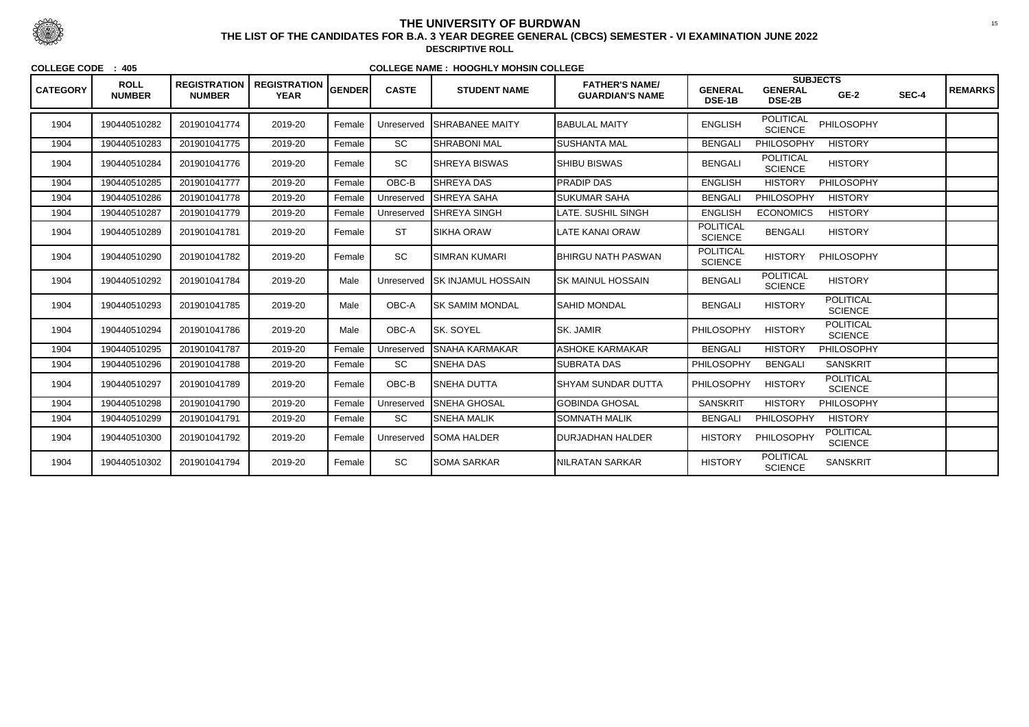# THE UNIVERSITY OF BURDWAN

## THE LIST OF THE CANDIDATES FOR B.A. 3 YEAR DEGREE GENERAL (CBCS) SEMESTER - VI EXAMINATION JUNE 2022

**DESCRIPTIVE ROLL**

**COLLEGE CODE : 405** **COLLEGE NAME : HOOGHLY MOHSIN COLLEGE**

| CATEGORY | ROLL NUMBER | REGISTRATION NUMBER | REGISTRATION YEAR | GENDER | CASTE | STUDENT NAME | FATHER'S NAME/ GUARDIAN'S NAME | SUBJECTS | | | | REMARKS |
|---|---|---|---|---|---|---|---|---|---|---|---|---|
| | | | | | | | | GENERAL DSE-1B | GENERAL DSE-2B | GE-2 | SEC-4 | |
| 1904 | 190440510282 | 201901041774 | 2019-20 | Female | Unreserved | SHRABANEE MAITY | BABULAL MAITY | ENGLISH | POLITICAL SCIENCE | PHILOSOPHY | | |
| 1904 | 190440510283 | 201901041775 | 2019-20 | Female | SC | SHRABONI MAL | SUSHANTA MAL | BENGALI | PHILOSOPHY | HISTORY | | |
| 1904 | 190440510284 | 201901041776 | 2019-20 | Female | SC | SHREYA BISWAS | SHIBU BISWAS | BENGALI | POLITICAL SCIENCE | HISTORY | | |
| 1904 | 190440510285 | 201901041777 | 2019-20 | Female | OBC-B | SHREYA DAS | PRADIP DAS | ENGLISH | HISTORY | PHILOSOPHY | | |
| 1904 | 190440510286 | 201901041778 | 2019-20 | Female | Unreserved | SHREYA SAHA | SUKUMAR SAHA | BENGALI | PHILOSOPHY | HISTORY | | |
| 1904 | 190440510287 | 201901041779 | 2019-20 | Female | Unreserved | SHREYA SINGH | LATE. SUSHIL SINGH | ENGLISH | ECONOMICS | HISTORY | | |
| 1904 | 190440510289 | 201901041781 | 2019-20 | Female | ST | SIKHA ORAW | LATE KANAI ORAW | POLITICAL SCIENCE | BENGALI | HISTORY | | |
| 1904 | 190440510290 | 201901041782 | 2019-20 | Female | SC | SIMRAN KUMARI | BHIRGU NATH PASWAN | POLITICAL SCIENCE | HISTORY | PHILOSOPHY | | |
| 1904 | 190440510292 | 201901041784 | 2019-20 | Male | Unreserved | SK INJAMUL HOSSAIN | SK MAINUL HOSSAIN | BENGALI | POLITICAL SCIENCE | HISTORY | | |
| 1904 | 190440510293 | 201901041785 | 2019-20 | Male | OBC-A | SK SAMIM MONDAL | SAHID MONDAL | BENGALI | HISTORY | POLITICAL SCIENCE | | |
| 1904 | 190440510294 | 201901041786 | 2019-20 | Male | OBC-A | SK. SOYEL | SK. JAMIR | PHILOSOPHY | HISTORY | POLITICAL SCIENCE | | |
| 1904 | 190440510295 | 201901041787 | 2019-20 | Female | Unreserved | SNAHA KARMAKAR | ASHOKE KARMAKAR | BENGALI | HISTORY | PHILOSOPHY | | |
| 1904 | 190440510296 | 201901041788 | 2019-20 | Female | SC | SNEHA DAS | SUBRATA DAS | PHILOSOPHY | BENGALI | SANSKRIT | | |
| 1904 | 190440510297 | 201901041789 | 2019-20 | Female | OBC-B | SNEHA DUTTA | SHYAM SUNDAR DUTTA | PHILOSOPHY | HISTORY | POLITICAL SCIENCE | | |
| 1904 | 190440510298 | 201901041790 | 2019-20 | Female | Unreserved | SNEHA GHOSAL | GOBINDA GHOSAL | SANSKRIT | HISTORY | PHILOSOPHY | | |
| 1904 | 190440510299 | 201901041791 | 2019-20 | Female | SC | SNEHA MALIK | SOMNATH MALIK | BENGALI | PHILOSOPHY | HISTORY | | |
| 1904 | 190440510300 | 201901041792 | 2019-20 | Female | Unreserved | SOMA HALDER | DURJADHAN HALDER | HISTORY | PHILOSOPHY | POLITICAL SCIENCE | | |
| 1904 | 190440510302 | 201901041794 | 2019-20 | Female | SC | SOMA SARKAR | NILRATAN SARKAR | HISTORY | POLITICAL SCIENCE | SANSKRIT | | |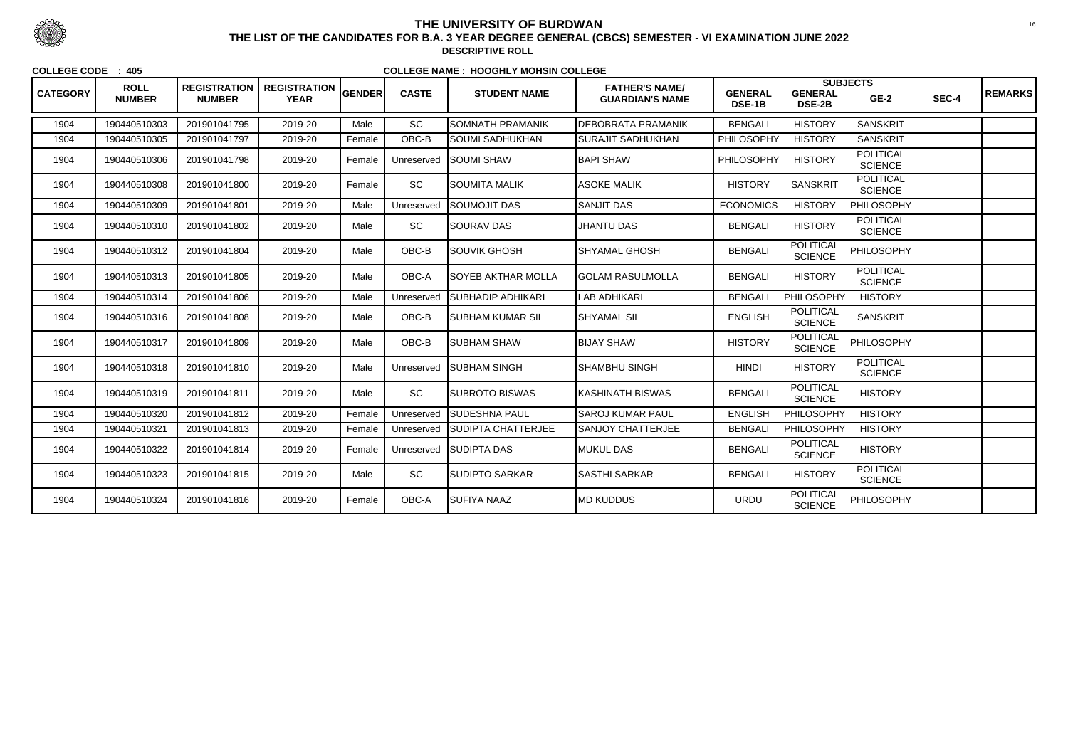# THE UNIVERSITY OF BURDWAN

## THE LIST OF THE CANDIDATES FOR B.A. 3 YEAR DEGREE GENERAL (CBCS) SEMESTER - VI EXAMINATION JUNE 2022

**DESCRIPTIVE ROLL**

**COLLEGE CODE : 405** **COLLEGE NAME : HOOGHLY MOHSIN COLLEGE**

| CATEGORY | ROLL NUMBER | REGISTRATION NUMBER | REGISTRATION YEAR | GENDER | CASTE | STUDENT NAME | FATHER'S NAME/ GUARDIAN'S NAME | SUBJECTS | | | | REMARKS |
|---|---|---|---|---|---|---|---|---|---|---|---|---|
| | | | | | | | | GENERAL DSE-1B | GENERAL DSE-2B | GE-2 | SEC-4 | |
| 1904 | 190440510303 | 201901041795 | 2019-20 | Male | SC | SOMNATH PRAMANIK | DEBOBRATA PRAMANIK | BENGALI | HISTORY | SANSKRIT | | |
| 1904 | 190440510305 | 201901041797 | 2019-20 | Female | OBC-B | SOUMI SADHUKHAN | SURAJIT SADHUKHAN | PHILOSOPHY | HISTORY | SANSKRIT | | |
| 1904 | 190440510306 | 201901041798 | 2019-20 | Female | Unreserved | SOUMI SHAW | BAPI SHAW | PHILOSOPHY | HISTORY | POLITICAL SCIENCE | | |
| 1904 | 190440510308 | 201901041800 | 2019-20 | Female | SC | SOUMITA MALIK | ASOKE MALIK | HISTORY | SANSKRIT | POLITICAL SCIENCE | | |
| 1904 | 190440510309 | 201901041801 | 2019-20 | Male | Unreserved | SOUMOJIT DAS | SANJIT DAS | ECONOMICS | HISTORY | PHILOSOPHY | | |
| 1904 | 190440510310 | 201901041802 | 2019-20 | Male | SC | SOURAV DAS | JHANTU DAS | BENGALI | HISTORY | POLITICAL SCIENCE | | |
| 1904 | 190440510312 | 201901041804 | 2019-20 | Male | OBC-B | SOUVIK GHOSH | SHYAMAL GHOSH | BENGALI | POLITICAL SCIENCE | PHILOSOPHY | | |
| 1904 | 190440510313 | 201901041805 | 2019-20 | Male | OBC-A | SOYEB AKTHAR MOLLA | GOLAM RASULMOLLA | BENGALI | HISTORY | POLITICAL SCIENCE | | |
| 1904 | 190440510314 | 201901041806 | 2019-20 | Male | Unreserved | SUBHADIP ADHIKARI | LAB ADHIKARI | BENGALI | PHILOSOPHY | HISTORY | | |
| 1904 | 190440510316 | 201901041808 | 2019-20 | Male | OBC-B | SUBHAM KUMAR SIL | SHYAMAL SIL | ENGLISH | POLITICAL SCIENCE | SANSKRIT | | |
| 1904 | 190440510317 | 201901041809 | 2019-20 | Male | OBC-B | SUBHAM SHAW | BIJAY SHAW | HISTORY | POLITICAL SCIENCE | PHILOSOPHY | | |
| 1904 | 190440510318 | 201901041810 | 2019-20 | Male | Unreserved | SUBHAM SINGH | SHAMBHU SINGH | HINDI | HISTORY | POLITICAL SCIENCE | | |
| 1904 | 190440510319 | 201901041811 | 2019-20 | Male | SC | SUBROTO BISWAS | KASHINATH BISWAS | BENGALI | POLITICAL SCIENCE | HISTORY | | |
| 1904 | 190440510320 | 201901041812 | 2019-20 | Female | Unreserved | SUDESHNA PAUL | SAROJ KUMAR PAUL | ENGLISH | PHILOSOPHY | HISTORY | | |
| 1904 | 190440510321 | 201901041813 | 2019-20 | Female | Unreserved | SUDIPTA CHATTERJEE | SANJOY CHATTERJEE | BENGALI | PHILOSOPHY | HISTORY | | |
| 1904 | 190440510322 | 201901041814 | 2019-20 | Female | Unreserved | SUDIPTA DAS | MUKUL DAS | BENGALI | POLITICAL SCIENCE | HISTORY | | |
| 1904 | 190440510323 | 201901041815 | 2019-20 | Male | SC | SUDIPTO SARKAR | SASTHI SARKAR | BENGALI | HISTORY | POLITICAL SCIENCE | | |
| 1904 | 190440510324 | 201901041816 | 2019-20 | Female | OBC-A | SUFIYA NAAZ | MD KUDDUS | URDU | POLITICAL SCIENCE | PHILOSOPHY | | |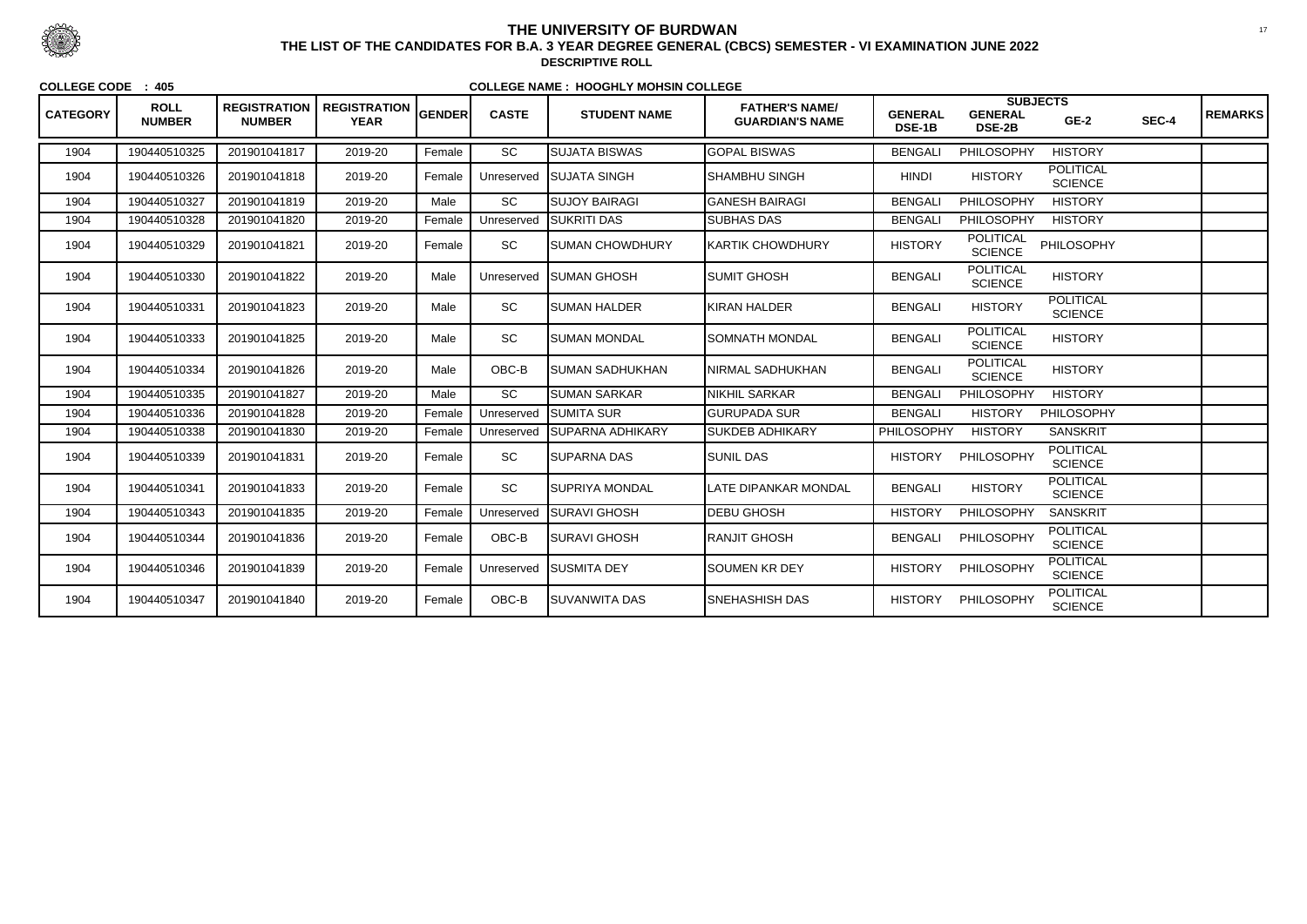# THE UNIVERSITY OF BURDWAN

## THE LIST OF THE CANDIDATES FOR B.A. 3 YEAR DEGREE GENERAL (CBCS) SEMESTER - VI EXAMINATION JUNE 2022

### DESCRIPTIVE ROLL

**COLLEGE CODE : 405** **COLLEGE NAME : HOOGHLY MOHSIN COLLEGE**

| CATEGORY | ROLL NUMBER | REGISTRATION NUMBER | REGISTRATION YEAR | GENDER | CASTE | STUDENT NAME | FATHER'S NAME/ GUARDIAN'S NAME | SUBJECTS | | | | REMARKS |
|---|---|---|---|---|---|---|---|---|---|---|---|---|
| | | | | | | | | GENERAL DSE-1B | GENERAL DSE-2B | GE-2 | SEC-4 | |
| 1904 | 190440510325 | 201901041817 | 2019-20 | Female | SC | SUJATA BISWAS | GOPAL BISWAS | BENGALI | PHILOSOPHY | HISTORY | | |
| 1904 | 190440510326 | 201901041818 | 2019-20 | Female | Unreserved | SUJATA SINGH | SHAMBHU SINGH | HINDI | HISTORY | POLITICAL SCIENCE | | |
| 1904 | 190440510327 | 201901041819 | 2019-20 | Male | SC | SUJOY BAIRAGI | GANESH BAIRAGI | BENGALI | PHILOSOPHY | HISTORY | | |
| 1904 | 190440510328 | 201901041820 | 2019-20 | Female | Unreserved | SUKRITI DAS | SUBHAS DAS | BENGALI | PHILOSOPHY | HISTORY | | |
| 1904 | 190440510329 | 201901041821 | 2019-20 | Female | SC | SUMAN CHOWDHURY | KARTIK CHOWDHURY | HISTORY | POLITICAL SCIENCE | PHILOSOPHY | | |
| 1904 | 190440510330 | 201901041822 | 2019-20 | Male | Unreserved | SUMAN GHOSH | SUMIT GHOSH | BENGALI | POLITICAL SCIENCE | HISTORY | | |
| 1904 | 190440510331 | 201901041823 | 2019-20 | Male | SC | SUMAN HALDER | KIRAN HALDER | BENGALI | HISTORY | POLITICAL SCIENCE | | |
| 1904 | 190440510333 | 201901041825 | 2019-20 | Male | SC | SUMAN MONDAL | SOMNATH MONDAL | BENGALI | POLITICAL SCIENCE | HISTORY | | |
| 1904 | 190440510334 | 201901041826 | 2019-20 | Male | OBC-B | SUMAN SADHUKHAN | NIRMAL SADHUKHAN | BENGALI | POLITICAL SCIENCE | HISTORY | | |
| 1904 | 190440510335 | 201901041827 | 2019-20 | Male | SC | SUMAN SARKAR | NIKHIL SARKAR | BENGALI | PHILOSOPHY | HISTORY | | |
| 1904 | 190440510336 | 201901041828 | 2019-20 | Female | Unreserved | SUMITA SUR | GURUPADA SUR | BENGALI | HISTORY | PHILOSOPHY | | |
| 1904 | 190440510338 | 201901041830 | 2019-20 | Female | Unreserved | SUPARNA ADHIKARY | SUKDEB ADHIKARY | PHILOSOPHY | HISTORY | SANSKRIT | | |
| 1904 | 190440510339 | 201901041831 | 2019-20 | Female | SC | SUPARNA DAS | SUNIL DAS | HISTORY | PHILOSOPHY | POLITICAL SCIENCE | | |
| 1904 | 190440510341 | 201901041833 | 2019-20 | Female | SC | SUPRIYA MONDAL | LATE DIPANKAR MONDAL | BENGALI | HISTORY | POLITICAL SCIENCE | | |
| 1904 | 190440510343 | 201901041835 | 2019-20 | Female | Unreserved | SURAVI GHOSH | DEBU GHOSH | HISTORY | PHILOSOPHY | SANSKRIT | | |
| 1904 | 190440510344 | 201901041836 | 2019-20 | Female | OBC-B | SURAVI GHOSH | RANJIT GHOSH | BENGALI | PHILOSOPHY | POLITICAL SCIENCE | | |
| 1904 | 190440510346 | 201901041839 | 2019-20 | Female | Unreserved | SUSMITA DEY | SOUMEN KR DEY | HISTORY | PHILOSOPHY | POLITICAL SCIENCE | | |
| 1904 | 190440510347 | 201901041840 | 2019-20 | Female | OBC-B | SUVANWITA DAS | SNEHASHISH DAS | HISTORY | PHILOSOPHY | POLITICAL SCIENCE | | |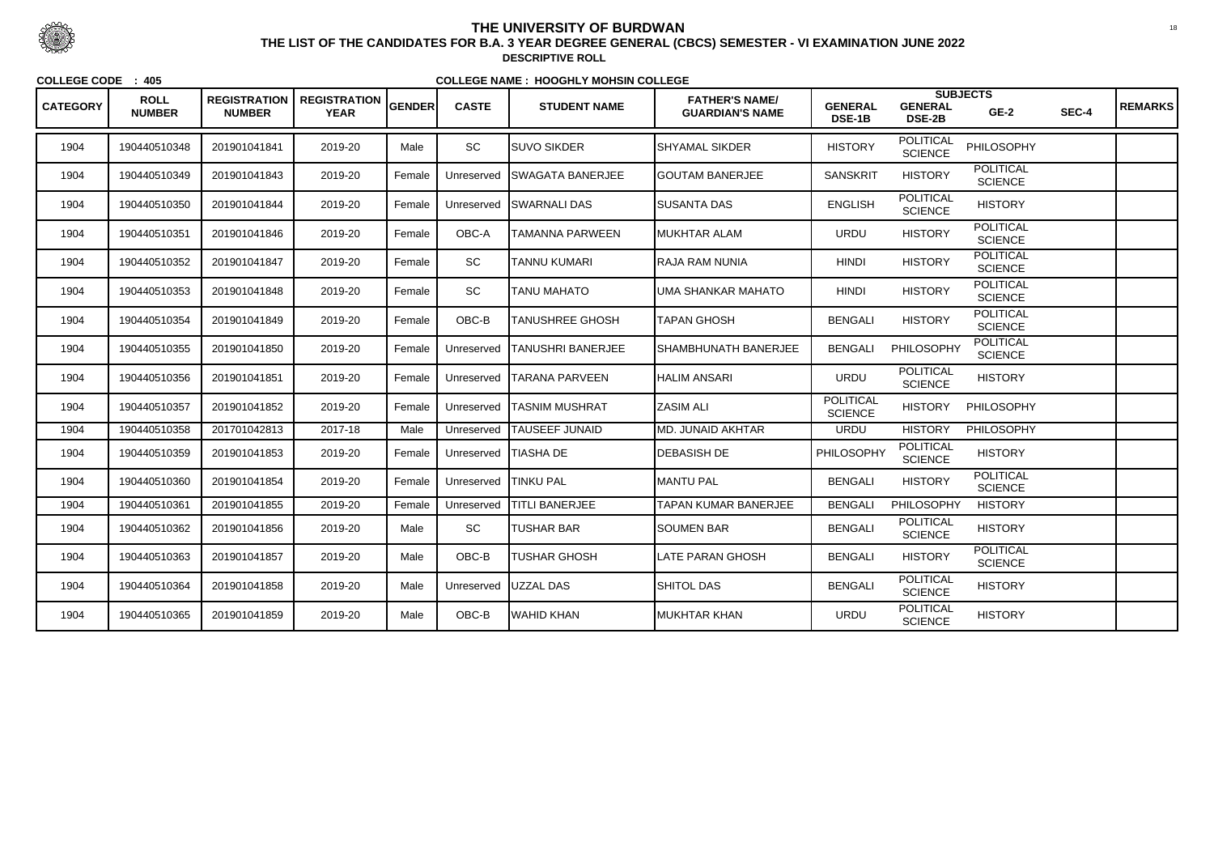# THE UNIVERSITY OF BURDWAN

## THE LIST OF THE CANDIDATES FOR B.A. 3 YEAR DEGREE GENERAL (CBCS) SEMESTER - VI EXAMINATION JUNE 2022

**DESCRIPTIVE ROLL**

**COLLEGE CODE : 405** **COLLEGE NAME : HOOGHLY MOHSIN COLLEGE**

| CATEGORY | ROLL NUMBER | REGISTRATION NUMBER | REGISTRATION YEAR | GENDER | CASTE | STUDENT NAME | FATHER'S NAME/ GUARDIAN'S NAME | SUBJECTS | | | | REMARKS |
|---|---|---|---|---|---|---|---|---|---|---|---|---|
| | | | | | | | | GENERAL DSE-1B | GENERAL DSE-2B | GE-2 | SEC-4 | |
| 1904 | 190440510348 | 201901041841 | 2019-20 | Male | SC | SUVO SIKDER | SHYAMAL SIKDER | HISTORY | POLITICAL SCIENCE | PHILOSOPHY | | |
| 1904 | 190440510349 | 201901041843 | 2019-20 | Female | Unreserved | SWAGATA BANERJEE | GOUTAM BANERJEE | SANSKRIT | HISTORY | POLITICAL SCIENCE | | |
| 1904 | 190440510350 | 201901041844 | 2019-20 | Female | Unreserved | SWARNALI DAS | SUSANTA DAS | ENGLISH | POLITICAL SCIENCE | HISTORY | | |
| 1904 | 190440510351 | 201901041846 | 2019-20 | Female | OBC-A | TAMANNA PARWEEN | MUKHTAR ALAM | URDU | HISTORY | POLITICAL SCIENCE | | |
| 1904 | 190440510352 | 201901041847 | 2019-20 | Female | SC | TANNU KUMARI | RAJA RAM NUNIA | HINDI | HISTORY | POLITICAL SCIENCE | | |
| 1904 | 190440510353 | 201901041848 | 2019-20 | Female | SC | TANU MAHATO | UMA SHANKAR MAHATO | HINDI | HISTORY | POLITICAL SCIENCE | | |
| 1904 | 190440510354 | 201901041849 | 2019-20 | Female | OBC-B | TANUSHREE GHOSH | TAPAN GHOSH | BENGALI | HISTORY | POLITICAL SCIENCE | | |
| 1904 | 190440510355 | 201901041850 | 2019-20 | Female | Unreserved | TANUSHRI BANERJEE | SHAMBHUNATH BANERJEE | BENGALI | PHILOSOPHY | POLITICAL SCIENCE | | |
| 1904 | 190440510356 | 201901041851 | 2019-20 | Female | Unreserved | TARANA PARVEEN | HALIM ANSARI | URDU | POLITICAL SCIENCE | HISTORY | | |
| 1904 | 190440510357 | 201901041852 | 2019-20 | Female | Unreserved | TASNIM MUSHRAT | ZASIM ALI | POLITICAL SCIENCE | HISTORY | PHILOSOPHY | | |
| 1904 | 190440510358 | 201701042813 | 2017-18 | Male | Unreserved | TAUSEEF JUNAID | MD. JUNAID AKHTAR | URDU | HISTORY | PHILOSOPHY | | |
| 1904 | 190440510359 | 201901041853 | 2019-20 | Female | Unreserved | TIASHA DE | DEBASISH DE | PHILOSOPHY | POLITICAL SCIENCE | HISTORY | | |
| 1904 | 190440510360 | 201901041854 | 2019-20 | Female | Unreserved | TINKU PAL | MANTU PAL | BENGALI | HISTORY | POLITICAL SCIENCE | | |
| 1904 | 190440510361 | 201901041855 | 2019-20 | Female | Unreserved | TITLI BANERJEE | TAPAN KUMAR BANERJEE | BENGALI | PHILOSOPHY | HISTORY | | |
| 1904 | 190440510362 | 201901041856 | 2019-20 | Male | SC | TUSHAR BAR | SOUMEN BAR | BENGALI | POLITICAL SCIENCE | HISTORY | | |
| 1904 | 190440510363 | 201901041857 | 2019-20 | Male | OBC-B | TUSHAR GHOSH | LATE PARAN GHOSH | BENGALI | HISTORY | POLITICAL SCIENCE | | |
| 1904 | 190440510364 | 201901041858 | 2019-20 | Male | Unreserved | UZZAL DAS | SHITOL DAS | BENGALI | POLITICAL SCIENCE | HISTORY | | |
| 1904 | 190440510365 | 201901041859 | 2019-20 | Male | OBC-B | WAHID KHAN | MUKHTAR KHAN | URDU | POLITICAL SCIENCE | HISTORY | | |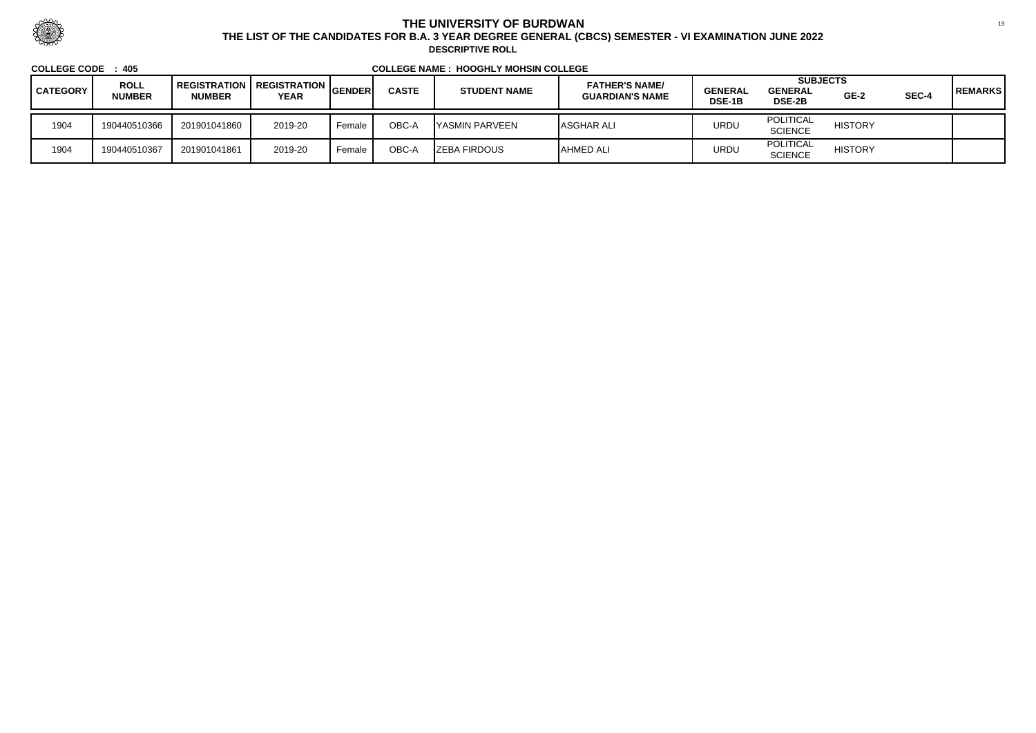# THE UNIVERSITY OF BURDWAN

## THE LIST OF THE CANDIDATES FOR B.A. 3 YEAR DEGREE GENERAL (CBCS) SEMESTER - VI EXAMINATION JUNE 2022

### DESCRIPTIVE ROLL

**COLLEGE CODE : 405** **COLLEGE NAME : HOOGHLY MOHSIN COLLEGE**

| CATEGORY | ROLL NUMBER | REGISTRATION NUMBER | REGISTRATION YEAR | GENDER | CASTE | STUDENT NAME | FATHER'S NAME/ GUARDIAN'S NAME | SUBJECTS | | | | REMARKS |
|---|---|---|---|---|---|---|---|---|---|---|---|---|
| | | | | | | | | GENERAL DSE-1B | GENERAL DSE-2B | GE-2 | SEC-4 | |
| 1904 | 190440510366 | 201901041860 | 2019-20 | Female | OBC-A | YASMIN PARVEEN | ASGHAR ALI | URDU | POLITICAL SCIENCE | HISTORY | | |
| 1904 | 190440510367 | 201901041861 | 2019-20 | Female | OBC-A | ZEBA FIRDOUS | AHMED ALI | URDU | POLITICAL SCIENCE | HISTORY | | |